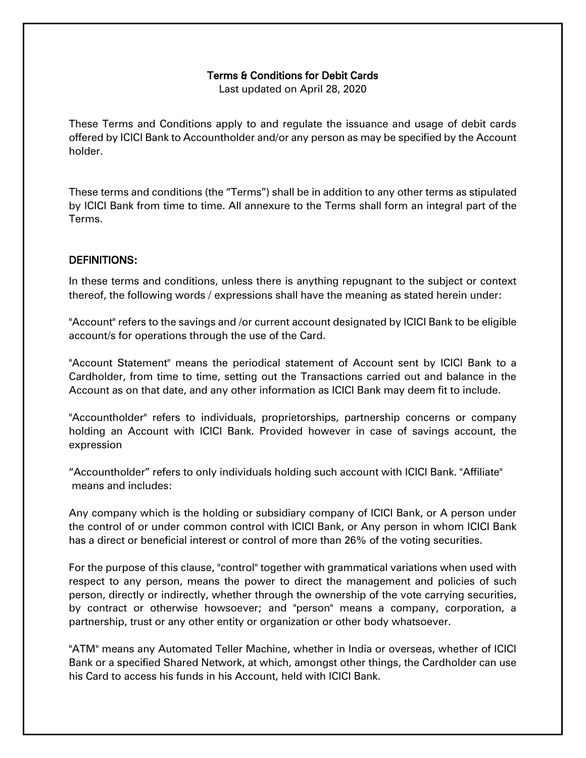**Terms & Conditions for Debit Cards**

Last updated on April 28, 2020

These Terms and Conditions apply to and regulate the issuance and usage of debit cards offered by ICICI Bank to Accountholder and/or any person as may be specified by the Account holder.

These terms and conditions (the "Terms") shall be in addition to any other terms as stipulated by ICICI Bank from time to time. All annexure to the Terms shall form an integral part of the Terms.

## DEFINITIONS:

In these terms and conditions, unless there is anything repugnant to the subject or context thereof, the following words / expressions shall have the meaning as stated herein under:

"Account" refers to the savings and /or current account designated by ICICI Bank to be eligible account/s for operations through the use of the Card.

"Account Statement" means the periodical statement of Account sent by ICICI Bank to a Cardholder, from time to time, setting out the Transactions carried out and balance in the Account as on that date, and any other information as ICICI Bank may deem fit to include.

"Accountholder" refers to individuals, proprietorships, partnership concerns or company holding an Account with ICICI Bank. Provided however in case of savings account, the expression

"Accountholder" refers to only individuals holding such account with ICICI Bank. "Affiliate" means and includes:

Any company which is the holding or subsidiary company of ICICI Bank, or A person under the control of or under common control with ICICI Bank, or Any person in whom ICICI Bank has a direct or beneficial interest or control of more than 26% of the voting securities.

For the purpose of this clause, "control" together with grammatical variations when used with respect to any person, means the power to direct the management and policies of such person, directly or indirectly, whether through the ownership of the vote carrying securities, by contract or otherwise howsoever; and "person" means a company, corporation, a partnership, trust or any other entity or organization or other body whatsoever.

"ATM" means any Automated Teller Machine, whether in India or overseas, whether of ICICI Bank or a specified Shared Network, at which, amongst other things, the Cardholder can use his Card to access his funds in his Account, held with ICICI Bank.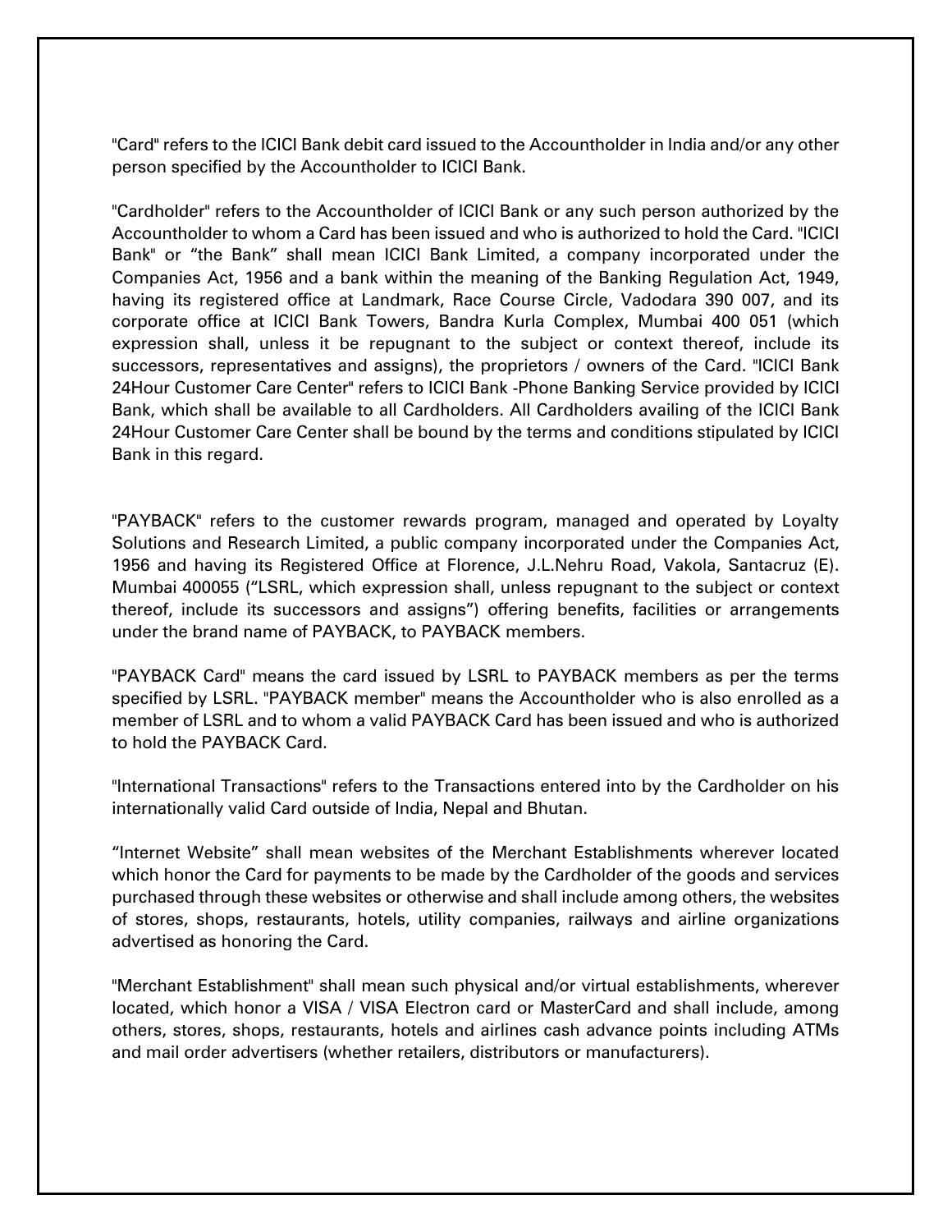"Card" refers to the ICICI Bank debit card issued to the Accountholder in India and/or any other person specified by the Accountholder to ICICI Bank.

"Cardholder" refers to the Accountholder of ICICI Bank or any such person authorized by the Accountholder to whom a Card has been issued and who is authorized to hold the Card. "ICICI Bank" or "the Bank" shall mean ICICI Bank Limited, a company incorporated under the Companies Act, 1956 and a bank within the meaning of the Banking Regulation Act, 1949, having its registered office at Landmark, Race Course Circle, Vadodara 390 007, and its corporate office at ICICI Bank Towers, Bandra Kurla Complex, Mumbai 400 051 (which expression shall, unless it be repugnant to the subject or context thereof, include its successors, representatives and assigns), the proprietors / owners of the Card. "ICICI Bank 24Hour Customer Care Center" refers to ICICI Bank -Phone Banking Service provided by ICICI Bank, which shall be available to all Cardholders. All Cardholders availing of the ICICI Bank 24Hour Customer Care Center shall be bound by the terms and conditions stipulated by ICICI Bank in this regard.

"PAYBACK" refers to the customer rewards program, managed and operated by Loyalty Solutions and Research Limited, a public company incorporated under the Companies Act, 1956 and having its Registered Office at Florence, J.L.Nehru Road, Vakola, Santacruz (E). Mumbai 400055 ("LSRL, which expression shall, unless repugnant to the subject or context thereof, include its successors and assigns") offering benefits, facilities or arrangements under the brand name of PAYBACK, to PAYBACK members.

"PAYBACK Card" means the card issued by LSRL to PAYBACK members as per the terms specified by LSRL. "PAYBACK member" means the Accountholder who is also enrolled as a member of LSRL and to whom a valid PAYBACK Card has been issued and who is authorized to hold the PAYBACK Card.

"International Transactions" refers to the Transactions entered into by the Cardholder on his internationally valid Card outside of India, Nepal and Bhutan.

"Internet Website" shall mean websites of the Merchant Establishments wherever located which honor the Card for payments to be made by the Cardholder of the goods and services purchased through these websites or otherwise and shall include among others, the websites of stores, shops, restaurants, hotels, utility companies, railways and airline organizations advertised as honoring the Card.

"Merchant Establishment" shall mean such physical and/or virtual establishments, wherever located, which honor a VISA / VISA Electron card or MasterCard and shall include, among others, stores, shops, restaurants, hotels and airlines cash advance points including ATMs and mail order advertisers (whether retailers, distributors or manufacturers).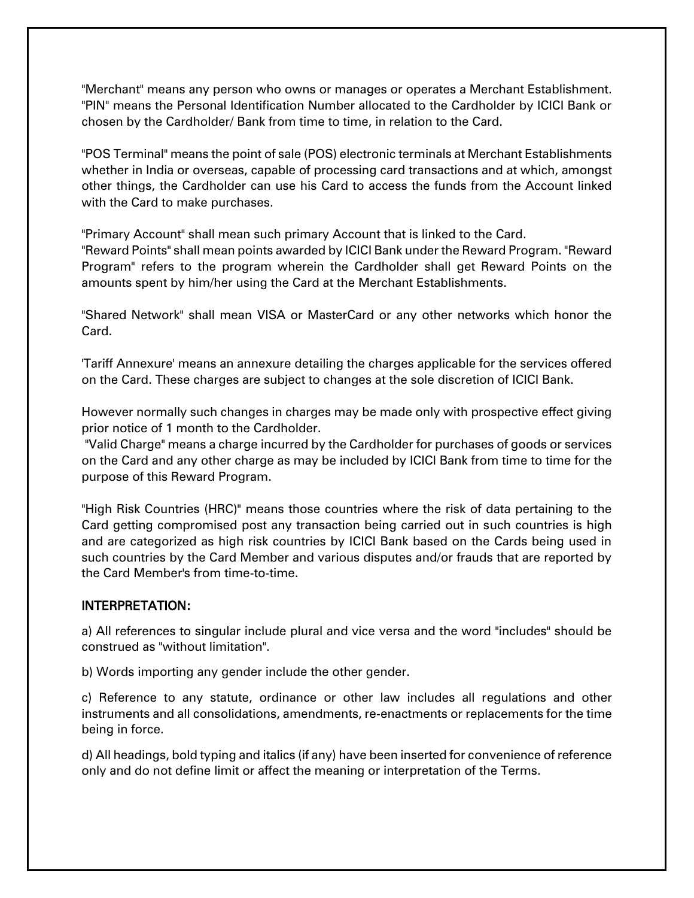"Merchant" means any person who owns or manages or operates a Merchant Establishment. "PIN" means the Personal Identification Number allocated to the Cardholder by ICICI Bank or chosen by the Cardholder/ Bank from time to time, in relation to the Card.

"POS Terminal" means the point of sale (POS) electronic terminals at Merchant Establishments whether in India or overseas, capable of processing card transactions and at which, amongst other things, the Cardholder can use his Card to access the funds from the Account linked with the Card to make purchases.

"Primary Account" shall mean such primary Account that is linked to the Card.
"Reward Points" shall mean points awarded by ICICI Bank under the Reward Program. "Reward Program" refers to the program wherein the Cardholder shall get Reward Points on the amounts spent by him/her using the Card at the Merchant Establishments.

"Shared Network" shall mean VISA or MasterCard or any other networks which honor the Card.

'Tariff Annexure' means an annexure detailing the charges applicable for the services offered on the Card. These charges are subject to changes at the sole discretion of ICICI Bank.

However normally such changes in charges may be made only with prospective effect giving prior notice of 1 month to the Cardholder.
"Valid Charge" means a charge incurred by the Cardholder for purchases of goods or services on the Card and any other charge as may be included by ICICI Bank from time to time for the purpose of this Reward Program.

"High Risk Countries (HRC)" means those countries where the risk of data pertaining to the Card getting compromised post any transaction being carried out in such countries is high and are categorized as high risk countries by ICICI Bank based on the Cards being used in such countries by the Card Member and various disputes and/or frauds that are reported by the Card Member's from time-to-time.

## INTERPRETATION:

a) All references to singular include plural and vice versa and the word "includes" should be construed as "without limitation".

b) Words importing any gender include the other gender.

c) Reference to any statute, ordinance or other law includes all regulations and other instruments and all consolidations, amendments, re-enactments or replacements for the time being in force.

d) All headings, bold typing and italics (if any) have been inserted for convenience of reference only and do not define limit or affect the meaning or interpretation of the Terms.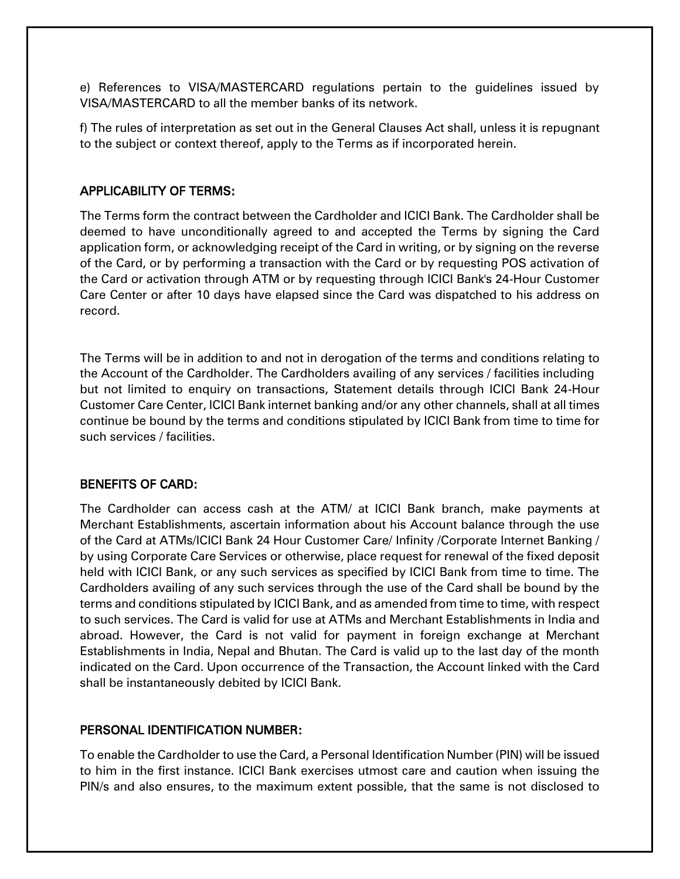e) References to VISA/MASTERCARD regulations pertain to the guidelines issued by VISA/MASTERCARD to all the member banks of its network.

f) The rules of interpretation as set out in the General Clauses Act shall, unless it is repugnant to the subject or context thereof, apply to the Terms as if incorporated herein.

## APPLICABILITY OF TERMS:

The Terms form the contract between the Cardholder and ICICI Bank. The Cardholder shall be deemed to have unconditionally agreed to and accepted the Terms by signing the Card application form, or acknowledging receipt of the Card in writing, or by signing on the reverse of the Card, or by performing a transaction with the Card or by requesting POS activation of the Card or activation through ATM or by requesting through ICICI Bank's 24-Hour Customer Care Center or after 10 days have elapsed since the Card was dispatched to his address on record.

The Terms will be in addition to and not in derogation of the terms and conditions relating to the Account of the Cardholder. The Cardholders availing of any services / facilities including but not limited to enquiry on transactions, Statement details through ICICI Bank 24-Hour Customer Care Center, ICICI Bank internet banking and/or any other channels, shall at all times continue be bound by the terms and conditions stipulated by ICICI Bank from time to time for such services / facilities.

## BENEFITS OF CARD:

The Cardholder can access cash at the ATM/ at ICICI Bank branch, make payments at Merchant Establishments, ascertain information about his Account balance through the use of the Card at ATMs/ICICI Bank 24 Hour Customer Care/ Infinity /Corporate Internet Banking / by using Corporate Care Services or otherwise, place request for renewal of the fixed deposit held with ICICI Bank, or any such services as specified by ICICI Bank from time to time. The Cardholders availing of any such services through the use of the Card shall be bound by the terms and conditions stipulated by ICICI Bank, and as amended from time to time, with respect to such services. The Card is valid for use at ATMs and Merchant Establishments in India and abroad. However, the Card is not valid for payment in foreign exchange at Merchant Establishments in India, Nepal and Bhutan. The Card is valid up to the last day of the month indicated on the Card. Upon occurrence of the Transaction, the Account linked with the Card shall be instantaneously debited by ICICI Bank.

## PERSONAL IDENTIFICATION NUMBER:

To enable the Cardholder to use the Card, a Personal Identification Number (PIN) will be issued to him in the first instance. ICICI Bank exercises utmost care and caution when issuing the PIN/s and also ensures, to the maximum extent possible, that the same is not disclosed to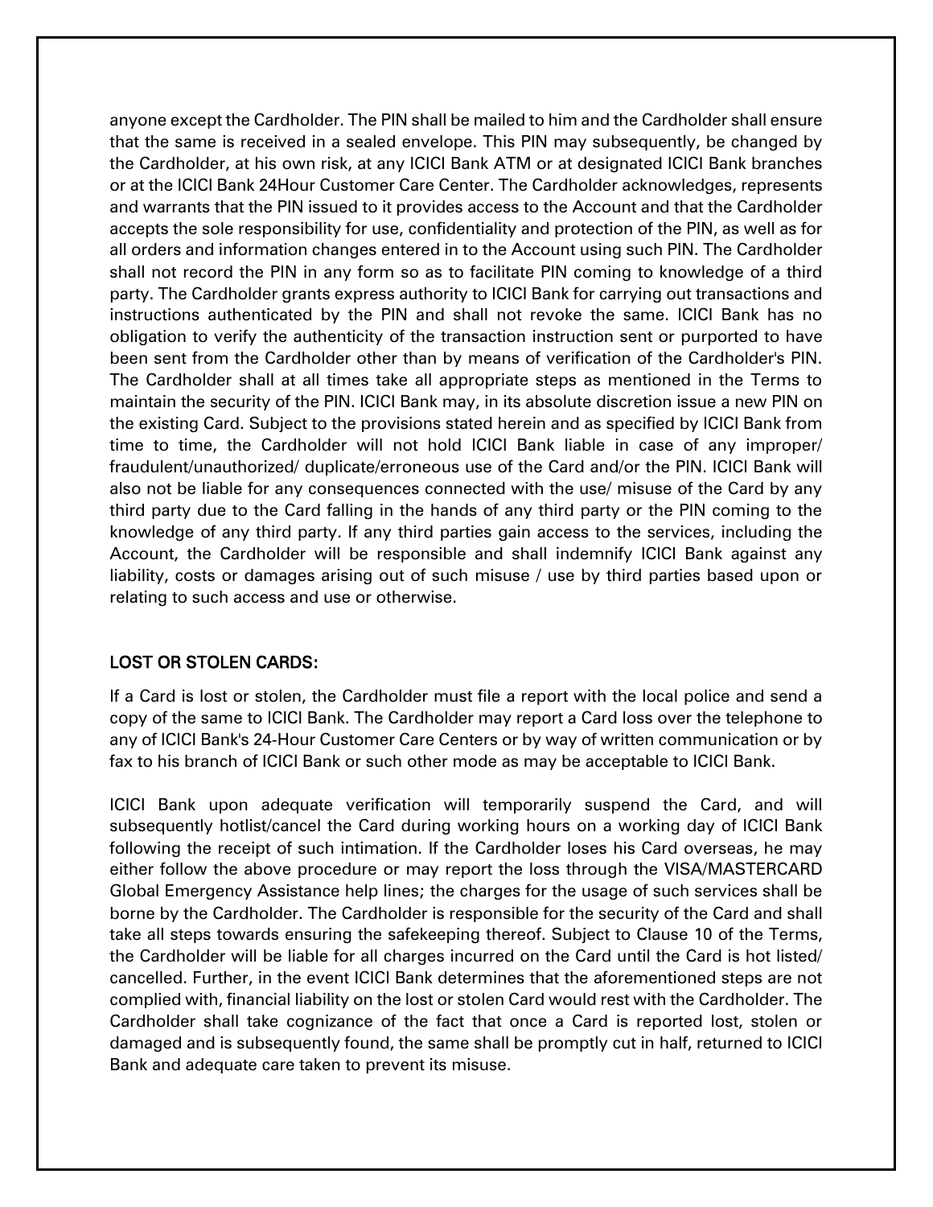anyone except the Cardholder. The PIN shall be mailed to him and the Cardholder shall ensure that the same is received in a sealed envelope. This PIN may subsequently, be changed by the Cardholder, at his own risk, at any ICICI Bank ATM or at designated ICICI Bank branches or at the ICICI Bank 24Hour Customer Care Center. The Cardholder acknowledges, represents and warrants that the PIN issued to it provides access to the Account and that the Cardholder accepts the sole responsibility for use, confidentiality and protection of the PIN, as well as for all orders and information changes entered in to the Account using such PIN. The Cardholder shall not record the PIN in any form so as to facilitate PIN coming to knowledge of a third party. The Cardholder grants express authority to ICICI Bank for carrying out transactions and instructions authenticated by the PIN and shall not revoke the same. ICICI Bank has no obligation to verify the authenticity of the transaction instruction sent or purported to have been sent from the Cardholder other than by means of verification of the Cardholder's PIN. The Cardholder shall at all times take all appropriate steps as mentioned in the Terms to maintain the security of the PIN. ICICI Bank may, in its absolute discretion issue a new PIN on the existing Card. Subject to the provisions stated herein and as specified by ICICI Bank from time to time, the Cardholder will not hold ICICI Bank liable in case of any improper/ fraudulent/unauthorized/ duplicate/erroneous use of the Card and/or the PIN. ICICI Bank will also not be liable for any consequences connected with the use/ misuse of the Card by any third party due to the Card falling in the hands of any third party or the PIN coming to the knowledge of any third party. If any third parties gain access to the services, including the Account, the Cardholder will be responsible and shall indemnify ICICI Bank against any liability, costs or damages arising out of such misuse / use by third parties based upon or relating to such access and use or otherwise.

## LOST OR STOLEN CARDS:

If a Card is lost or stolen, the Cardholder must file a report with the local police and send a copy of the same to ICICI Bank. The Cardholder may report a Card loss over the telephone to any of ICICI Bank's 24-Hour Customer Care Centers or by way of written communication or by fax to his branch of ICICI Bank or such other mode as may be acceptable to ICICI Bank.

ICICI Bank upon adequate verification will temporarily suspend the Card, and will subsequently hotlist/cancel the Card during working hours on a working day of ICICI Bank following the receipt of such intimation. If the Cardholder loses his Card overseas, he may either follow the above procedure or may report the loss through the VISA/MASTERCARD Global Emergency Assistance help lines; the charges for the usage of such services shall be borne by the Cardholder. The Cardholder is responsible for the security of the Card and shall take all steps towards ensuring the safekeeping thereof. Subject to Clause 10 of the Terms, the Cardholder will be liable for all charges incurred on the Card until the Card is hot listed/ cancelled. Further, in the event ICICI Bank determines that the aforementioned steps are not complied with, financial liability on the lost or stolen Card would rest with the Cardholder. The Cardholder shall take cognizance of the fact that once a Card is reported lost, stolen or damaged and is subsequently found, the same shall be promptly cut in half, returned to ICICI Bank and adequate care taken to prevent its misuse.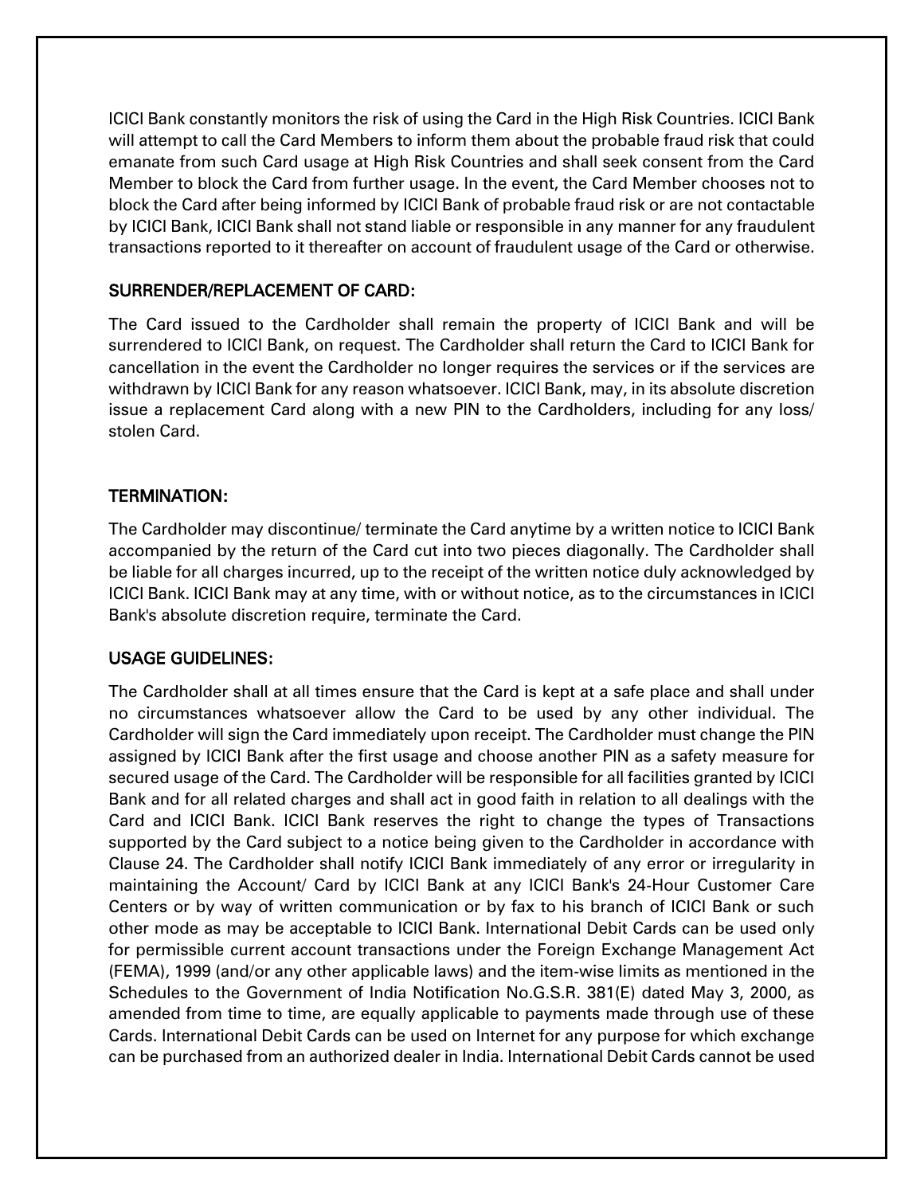ICICI Bank constantly monitors the risk of using the Card in the High Risk Countries. ICICI Bank will attempt to call the Card Members to inform them about the probable fraud risk that could emanate from such Card usage at High Risk Countries and shall seek consent from the Card Member to block the Card from further usage. In the event, the Card Member chooses not to block the Card after being informed by ICICI Bank of probable fraud risk or are not contactable by ICICI Bank, ICICI Bank shall not stand liable or responsible in any manner for any fraudulent transactions reported to it thereafter on account of fraudulent usage of the Card or otherwise.

## SURRENDER/REPLACEMENT OF CARD:

The Card issued to the Cardholder shall remain the property of ICICI Bank and will be surrendered to ICICI Bank, on request. The Cardholder shall return the Card to ICICI Bank for cancellation in the event the Cardholder no longer requires the services or if the services are withdrawn by ICICI Bank for any reason whatsoever. ICICI Bank, may, in its absolute discretion issue a replacement Card along with a new PIN to the Cardholders, including for any loss/ stolen Card.

## TERMINATION:

The Cardholder may discontinue/ terminate the Card anytime by a written notice to ICICI Bank accompanied by the return of the Card cut into two pieces diagonally. The Cardholder shall be liable for all charges incurred, up to the receipt of the written notice duly acknowledged by ICICI Bank. ICICI Bank may at any time, with or without notice, as to the circumstances in ICICI Bank's absolute discretion require, terminate the Card.

## USAGE GUIDELINES:

The Cardholder shall at all times ensure that the Card is kept at a safe place and shall under no circumstances whatsoever allow the Card to be used by any other individual. The Cardholder will sign the Card immediately upon receipt. The Cardholder must change the PIN assigned by ICICI Bank after the first usage and choose another PIN as a safety measure for secured usage of the Card. The Cardholder will be responsible for all facilities granted by ICICI Bank and for all related charges and shall act in good faith in relation to all dealings with the Card and ICICI Bank. ICICI Bank reserves the right to change the types of Transactions supported by the Card subject to a notice being given to the Cardholder in accordance with Clause 24. The Cardholder shall notify ICICI Bank immediately of any error or irregularity in maintaining the Account/ Card by ICICI Bank at any ICICI Bank's 24-Hour Customer Care Centers or by way of written communication or by fax to his branch of ICICI Bank or such other mode as may be acceptable to ICICI Bank. International Debit Cards can be used only for permissible current account transactions under the Foreign Exchange Management Act (FEMA), 1999 (and/or any other applicable laws) and the item-wise limits as mentioned in the Schedules to the Government of India Notification No.G.S.R. 381(E) dated May 3, 2000, as amended from time to time, are equally applicable to payments made through use of these Cards. International Debit Cards can be used on Internet for any purpose for which exchange can be purchased from an authorized dealer in India. International Debit Cards cannot be used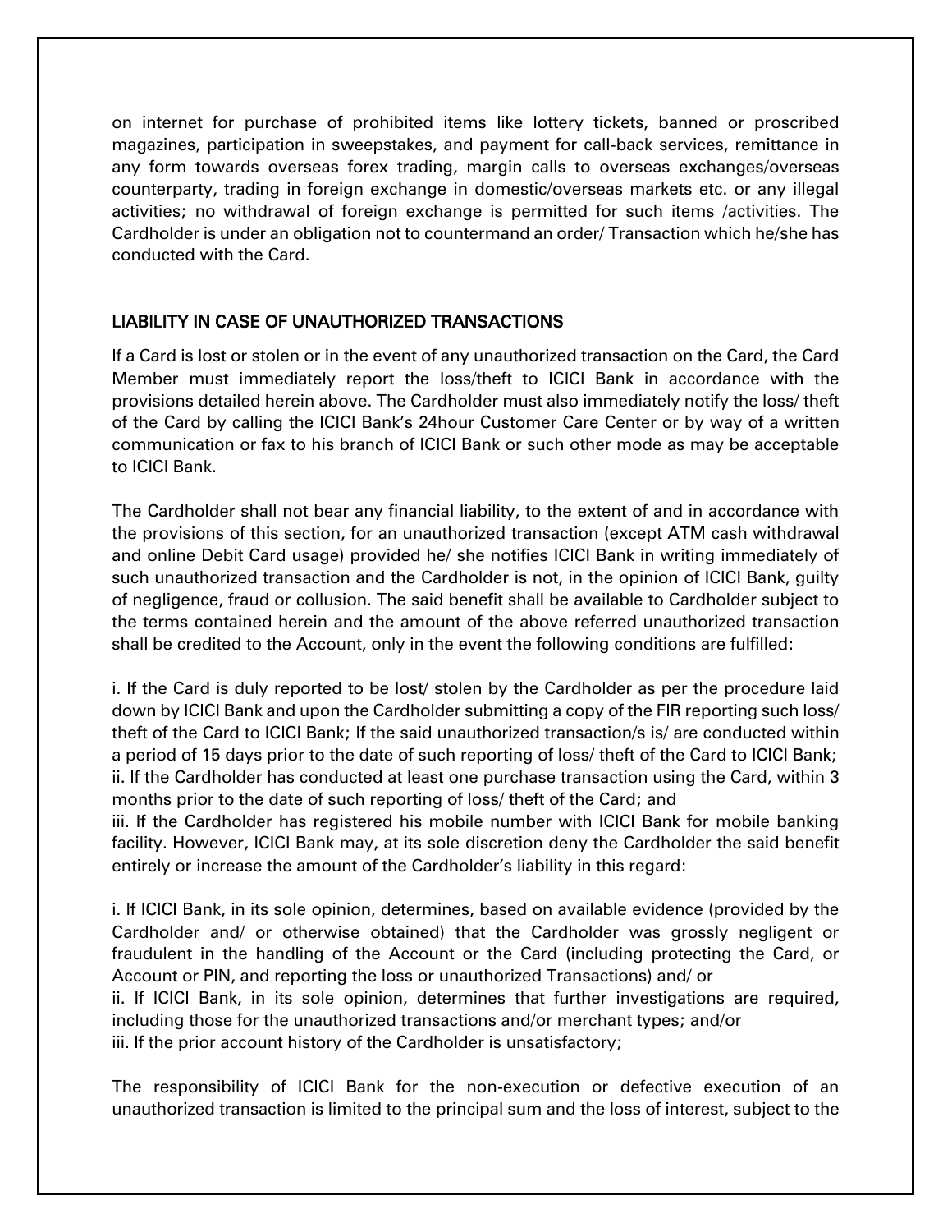on internet for purchase of prohibited items like lottery tickets, banned or proscribed magazines, participation in sweepstakes, and payment for call-back services, remittance in any form towards overseas forex trading, margin calls to overseas exchanges/overseas counterparty, trading in foreign exchange in domestic/overseas markets etc. or any illegal activities; no withdrawal of foreign exchange is permitted for such items /activities. The Cardholder is under an obligation not to countermand an order/ Transaction which he/she has conducted with the Card.

## LIABILITY IN CASE OF UNAUTHORIZED TRANSACTIONS

If a Card is lost or stolen or in the event of any unauthorized transaction on the Card, the Card Member must immediately report the loss/theft to ICICI Bank in accordance with the provisions detailed herein above. The Cardholder must also immediately notify the loss/ theft of the Card by calling the ICICI Bank's 24hour Customer Care Center or by way of a written communication or fax to his branch of ICICI Bank or such other mode as may be acceptable to ICICI Bank.

The Cardholder shall not bear any financial liability, to the extent of and in accordance with the provisions of this section, for an unauthorized transaction (except ATM cash withdrawal and online Debit Card usage) provided he/ she notifies ICICI Bank in writing immediately of such unauthorized transaction and the Cardholder is not, in the opinion of ICICI Bank, guilty of negligence, fraud or collusion. The said benefit shall be available to Cardholder subject to the terms contained herein and the amount of the above referred unauthorized transaction shall be credited to the Account, only in the event the following conditions are fulfilled:

i. If the Card is duly reported to be lost/ stolen by the Cardholder as per the procedure laid down by ICICI Bank and upon the Cardholder submitting a copy of the FIR reporting such loss/ theft of the Card to ICICI Bank; If the said unauthorized transaction/s is/ are conducted within a period of 15 days prior to the date of such reporting of loss/ theft of the Card to ICICI Bank;
ii. If the Cardholder has conducted at least one purchase transaction using the Card, within 3 months prior to the date of such reporting of loss/ theft of the Card; and
iii. If the Cardholder has registered his mobile number with ICICI Bank for mobile banking facility. However, ICICI Bank may, at its sole discretion deny the Cardholder the said benefit entirely or increase the amount of the Cardholder's liability in this regard:

i. If ICICI Bank, in its sole opinion, determines, based on available evidence (provided by the Cardholder and/ or otherwise obtained) that the Cardholder was grossly negligent or fraudulent in the handling of the Account or the Card (including protecting the Card, or Account or PIN, and reporting the loss or unauthorized Transactions) and/ or
ii. If ICICI Bank, in its sole opinion, determines that further investigations are required, including those for the unauthorized transactions and/or merchant types; and/or
iii. If the prior account history of the Cardholder is unsatisfactory;

The responsibility of ICICI Bank for the non-execution or defective execution of an unauthorized transaction is limited to the principal sum and the loss of interest, subject to the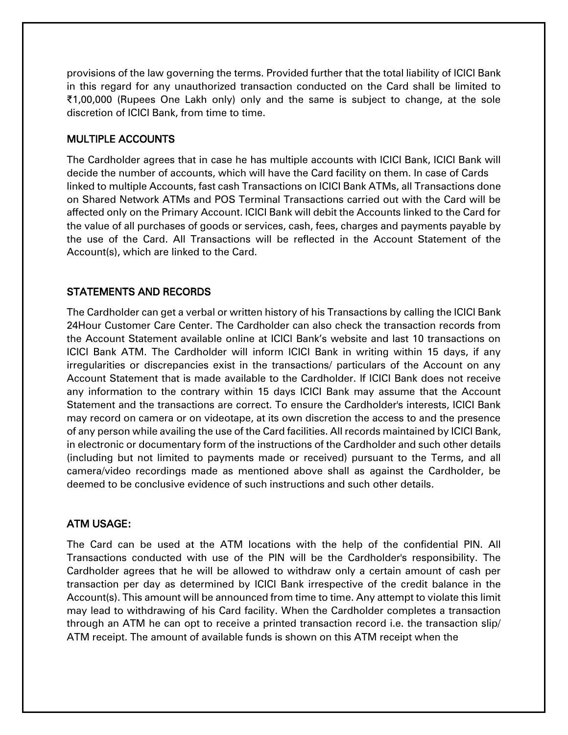provisions of the law governing the terms. Provided further that the total liability of ICICI Bank in this regard for any unauthorized transaction conducted on the Card shall be limited to ₹1,00,000 (Rupees One Lakh only) only and the same is subject to change, at the sole discretion of ICICI Bank, from time to time.

## MULTIPLE ACCOUNTS

The Cardholder agrees that in case he has multiple accounts with ICICI Bank, ICICI Bank will decide the number of accounts, which will have the Card facility on them. In case of Cards linked to multiple Accounts, fast cash Transactions on ICICI Bank ATMs, all Transactions done on Shared Network ATMs and POS Terminal Transactions carried out with the Card will be affected only on the Primary Account. ICICI Bank will debit the Accounts linked to the Card for the value of all purchases of goods or services, cash, fees, charges and payments payable by the use of the Card. All Transactions will be reflected in the Account Statement of the Account(s), which are linked to the Card.

## STATEMENTS AND RECORDS

The Cardholder can get a verbal or written history of his Transactions by calling the ICICI Bank 24Hour Customer Care Center. The Cardholder can also check the transaction records from the Account Statement available online at ICICI Bank's website and last 10 transactions on ICICI Bank ATM. The Cardholder will inform ICICI Bank in writing within 15 days, if any irregularities or discrepancies exist in the transactions/ particulars of the Account on any Account Statement that is made available to the Cardholder. If ICICI Bank does not receive any information to the contrary within 15 days ICICI Bank may assume that the Account Statement and the transactions are correct. To ensure the Cardholder's interests, ICICI Bank may record on camera or on videotape, at its own discretion the access to and the presence of any person while availing the use of the Card facilities. All records maintained by ICICI Bank, in electronic or documentary form of the instructions of the Cardholder and such other details (including but not limited to payments made or received) pursuant to the Terms, and all camera/video recordings made as mentioned above shall as against the Cardholder, be deemed to be conclusive evidence of such instructions and such other details.

## ATM USAGE:

The Card can be used at the ATM locations with the help of the confidential PIN. All Transactions conducted with use of the PIN will be the Cardholder's responsibility. The Cardholder agrees that he will be allowed to withdraw only a certain amount of cash per transaction per day as determined by ICICI Bank irrespective of the credit balance in the Account(s). This amount will be announced from time to time. Any attempt to violate this limit may lead to withdrawing of his Card facility. When the Cardholder completes a transaction through an ATM he can opt to receive a printed transaction record i.e. the transaction slip/ ATM receipt. The amount of available funds is shown on this ATM receipt when the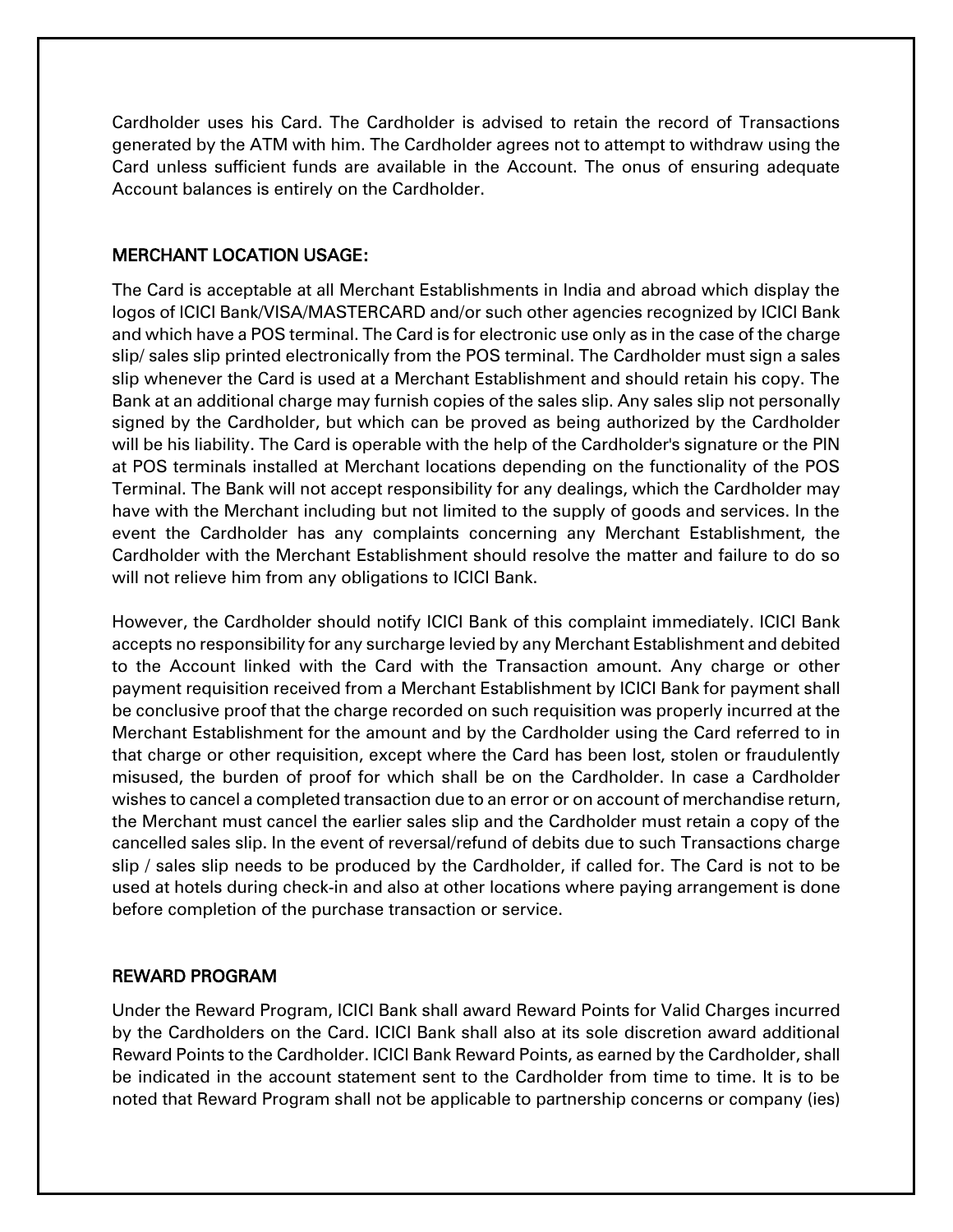Cardholder uses his Card. The Cardholder is advised to retain the record of Transactions generated by the ATM with him. The Cardholder agrees not to attempt to withdraw using the Card unless sufficient funds are available in the Account. The onus of ensuring adequate Account balances is entirely on the Cardholder.

## MERCHANT LOCATION USAGE:

The Card is acceptable at all Merchant Establishments in India and abroad which display the logos of ICICI Bank/VISA/MASTERCARD and/or such other agencies recognized by ICICI Bank and which have a POS terminal. The Card is for electronic use only as in the case of the charge slip/ sales slip printed electronically from the POS terminal. The Cardholder must sign a sales slip whenever the Card is used at a Merchant Establishment and should retain his copy. The Bank at an additional charge may furnish copies of the sales slip. Any sales slip not personally signed by the Cardholder, but which can be proved as being authorized by the Cardholder will be his liability. The Card is operable with the help of the Cardholder's signature or the PIN at POS terminals installed at Merchant locations depending on the functionality of the POS Terminal. The Bank will not accept responsibility for any dealings, which the Cardholder may have with the Merchant including but not limited to the supply of goods and services. In the event the Cardholder has any complaints concerning any Merchant Establishment, the Cardholder with the Merchant Establishment should resolve the matter and failure to do so will not relieve him from any obligations to ICICI Bank.

However, the Cardholder should notify ICICI Bank of this complaint immediately. ICICI Bank accepts no responsibility for any surcharge levied by any Merchant Establishment and debited to the Account linked with the Card with the Transaction amount. Any charge or other payment requisition received from a Merchant Establishment by ICICI Bank for payment shall be conclusive proof that the charge recorded on such requisition was properly incurred at the Merchant Establishment for the amount and by the Cardholder using the Card referred to in that charge or other requisition, except where the Card has been lost, stolen or fraudulently misused, the burden of proof for which shall be on the Cardholder. In case a Cardholder wishes to cancel a completed transaction due to an error or on account of merchandise return, the Merchant must cancel the earlier sales slip and the Cardholder must retain a copy of the cancelled sales slip. In the event of reversal/refund of debits due to such Transactions charge slip / sales slip needs to be produced by the Cardholder, if called for. The Card is not to be used at hotels during check-in and also at other locations where paying arrangement is done before completion of the purchase transaction or service.

## REWARD PROGRAM

Under the Reward Program, ICICI Bank shall award Reward Points for Valid Charges incurred by the Cardholders on the Card. ICICI Bank shall also at its sole discretion award additional Reward Points to the Cardholder. ICICI Bank Reward Points, as earned by the Cardholder, shall be indicated in the account statement sent to the Cardholder from time to time. It is to be noted that Reward Program shall not be applicable to partnership concerns or company (ies)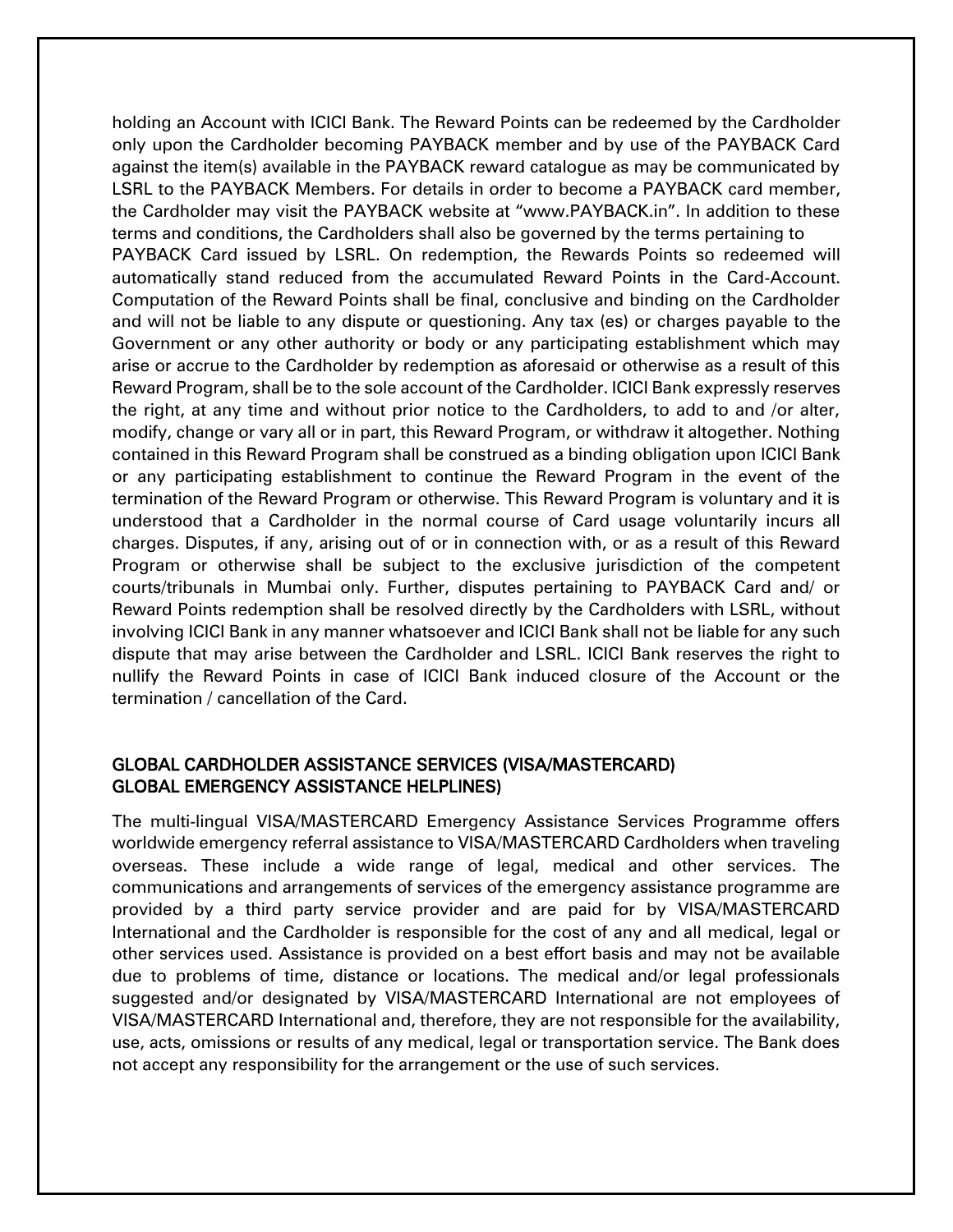holding an Account with ICICI Bank. The Reward Points can be redeemed by the Cardholder only upon the Cardholder becoming PAYBACK member and by use of the PAYBACK Card against the item(s) available in the PAYBACK reward catalogue as may be communicated by LSRL to the PAYBACK Members. For details in order to become a PAYBACK card member, the Cardholder may visit the PAYBACK website at "www.PAYBACK.in". In addition to these terms and conditions, the Cardholders shall also be governed by the terms pertaining to PAYBACK Card issued by LSRL. On redemption, the Rewards Points so redeemed will automatically stand reduced from the accumulated Reward Points in the Card-Account. Computation of the Reward Points shall be final, conclusive and binding on the Cardholder and will not be liable to any dispute or questioning. Any tax (es) or charges payable to the Government or any other authority or body or any participating establishment which may arise or accrue to the Cardholder by redemption as aforesaid or otherwise as a result of this Reward Program, shall be to the sole account of the Cardholder. ICICI Bank expressly reserves the right, at any time and without prior notice to the Cardholders, to add to and /or alter, modify, change or vary all or in part, this Reward Program, or withdraw it altogether. Nothing contained in this Reward Program shall be construed as a binding obligation upon ICICI Bank or any participating establishment to continue the Reward Program in the event of the termination of the Reward Program or otherwise. This Reward Program is voluntary and it is understood that a Cardholder in the normal course of Card usage voluntarily incurs all charges. Disputes, if any, arising out of or in connection with, or as a result of this Reward Program or otherwise shall be subject to the exclusive jurisdiction of the competent courts/tribunals in Mumbai only. Further, disputes pertaining to PAYBACK Card and/ or Reward Points redemption shall be resolved directly by the Cardholders with LSRL, without involving ICICI Bank in any manner whatsoever and ICICI Bank shall not be liable for any such dispute that may arise between the Cardholder and LSRL. ICICI Bank reserves the right to nullify the Reward Points in case of ICICI Bank induced closure of the Account or the termination / cancellation of the Card.

## GLOBAL CARDHOLDER ASSISTANCE SERVICES (VISA/MASTERCARD) GLOBAL EMERGENCY ASSISTANCE HELPLINES)

The multi-lingual VISA/MASTERCARD Emergency Assistance Services Programme offers worldwide emergency referral assistance to VISA/MASTERCARD Cardholders when traveling overseas. These include a wide range of legal, medical and other services. The communications and arrangements of services of the emergency assistance programme are provided by a third party service provider and are paid for by VISA/MASTERCARD International and the Cardholder is responsible for the cost of any and all medical, legal or other services used. Assistance is provided on a best effort basis and may not be available due to problems of time, distance or locations. The medical and/or legal professionals suggested and/or designated by VISA/MASTERCARD International are not employees of VISA/MASTERCARD International and, therefore, they are not responsible for the availability, use, acts, omissions or results of any medical, legal or transportation service. The Bank does not accept any responsibility for the arrangement or the use of such services.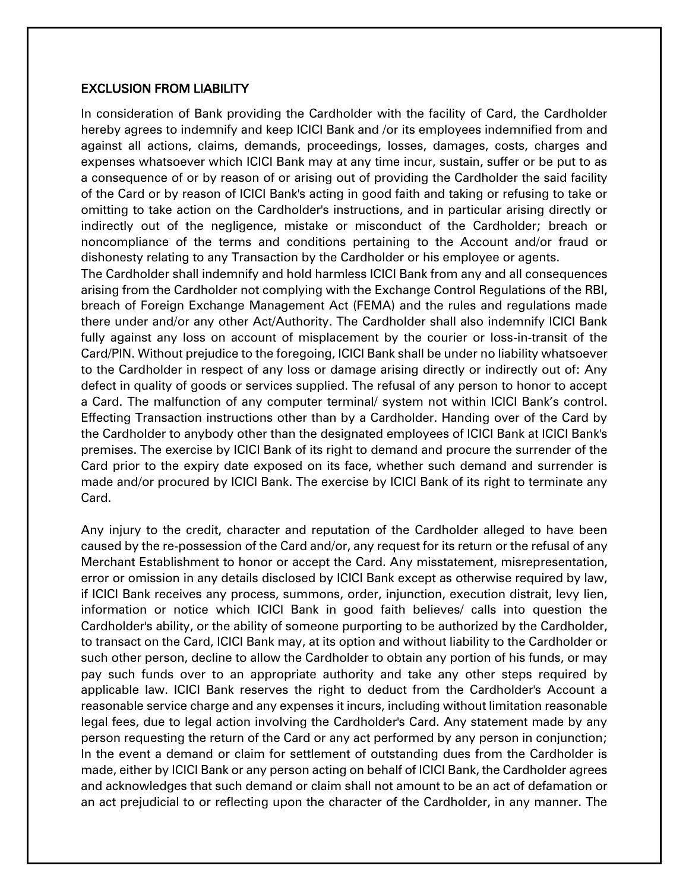## EXCLUSION FROM LIABILITY

In consideration of Bank providing the Cardholder with the facility of Card, the Cardholder hereby agrees to indemnify and keep ICICI Bank and /or its employees indemnified from and against all actions, claims, demands, proceedings, losses, damages, costs, charges and expenses whatsoever which ICICI Bank may at any time incur, sustain, suffer or be put to as a consequence of or by reason of or arising out of providing the Cardholder the said facility of the Card or by reason of ICICI Bank's acting in good faith and taking or refusing to take or omitting to take action on the Cardholder's instructions, and in particular arising directly or indirectly out of the negligence, mistake or misconduct of the Cardholder; breach or noncompliance of the terms and conditions pertaining to the Account and/or fraud or dishonesty relating to any Transaction by the Cardholder or his employee or agents.

The Cardholder shall indemnify and hold harmless ICICI Bank from any and all consequences arising from the Cardholder not complying with the Exchange Control Regulations of the RBI, breach of Foreign Exchange Management Act (FEMA) and the rules and regulations made there under and/or any other Act/Authority. The Cardholder shall also indemnify ICICI Bank fully against any loss on account of misplacement by the courier or loss-in-transit of the Card/PIN. Without prejudice to the foregoing, ICICI Bank shall be under no liability whatsoever to the Cardholder in respect of any loss or damage arising directly or indirectly out of: Any defect in quality of goods or services supplied. The refusal of any person to honor to accept a Card. The malfunction of any computer terminal/ system not within ICICI Bank's control. Effecting Transaction instructions other than by a Cardholder. Handing over of the Card by the Cardholder to anybody other than the designated employees of ICICI Bank at ICICI Bank's premises. The exercise by ICICI Bank of its right to demand and procure the surrender of the Card prior to the expiry date exposed on its face, whether such demand and surrender is made and/or procured by ICICI Bank. The exercise by ICICI Bank of its right to terminate any Card.

Any injury to the credit, character and reputation of the Cardholder alleged to have been caused by the re-possession of the Card and/or, any request for its return or the refusal of any Merchant Establishment to honor or accept the Card. Any misstatement, misrepresentation, error or omission in any details disclosed by ICICI Bank except as otherwise required by law, if ICICI Bank receives any process, summons, order, injunction, execution distrait, levy lien, information or notice which ICICI Bank in good faith believes/ calls into question the Cardholder's ability, or the ability of someone purporting to be authorized by the Cardholder, to transact on the Card, ICICI Bank may, at its option and without liability to the Cardholder or such other person, decline to allow the Cardholder to obtain any portion of his funds, or may pay such funds over to an appropriate authority and take any other steps required by applicable law. ICICI Bank reserves the right to deduct from the Cardholder's Account a reasonable service charge and any expenses it incurs, including without limitation reasonable legal fees, due to legal action involving the Cardholder's Card. Any statement made by any person requesting the return of the Card or any act performed by any person in conjunction; In the event a demand or claim for settlement of outstanding dues from the Cardholder is made, either by ICICI Bank or any person acting on behalf of ICICI Bank, the Cardholder agrees and acknowledges that such demand or claim shall not amount to be an act of defamation or an act prejudicial to or reflecting upon the character of the Cardholder, in any manner. The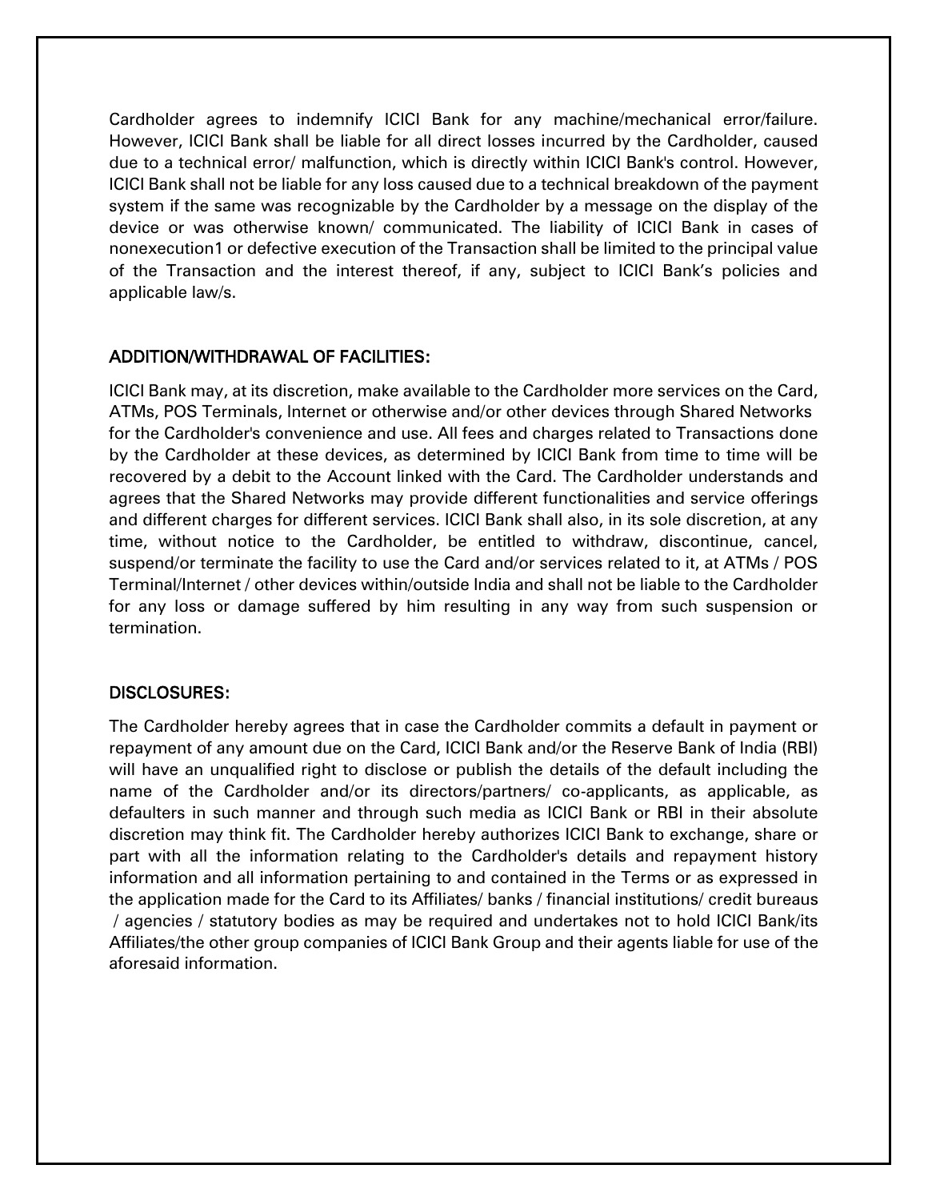Cardholder agrees to indemnify ICICI Bank for any machine/mechanical error/failure. However, ICICI Bank shall be liable for all direct losses incurred by the Cardholder, caused due to a technical error/ malfunction, which is directly within ICICI Bank's control. However, ICICI Bank shall not be liable for any loss caused due to a technical breakdown of the payment system if the same was recognizable by the Cardholder by a message on the display of the device or was otherwise known/ communicated. The liability of ICICI Bank in cases of nonexecution1 or defective execution of the Transaction shall be limited to the principal value of the Transaction and the interest thereof, if any, subject to ICICI Bank's policies and applicable law/s.

## ADDITION/WITHDRAWAL OF FACILITIES:

ICICI Bank may, at its discretion, make available to the Cardholder more services on the Card, ATMs, POS Terminals, Internet or otherwise and/or other devices through Shared Networks for the Cardholder's convenience and use. All fees and charges related to Transactions done by the Cardholder at these devices, as determined by ICICI Bank from time to time will be recovered by a debit to the Account linked with the Card. The Cardholder understands and agrees that the Shared Networks may provide different functionalities and service offerings and different charges for different services. ICICI Bank shall also, in its sole discretion, at any time, without notice to the Cardholder, be entitled to withdraw, discontinue, cancel, suspend/or terminate the facility to use the Card and/or services related to it, at ATMs / POS Terminal/Internet / other devices within/outside India and shall not be liable to the Cardholder for any loss or damage suffered by him resulting in any way from such suspension or termination.

## DISCLOSURES:

The Cardholder hereby agrees that in case the Cardholder commits a default in payment or repayment of any amount due on the Card, ICICI Bank and/or the Reserve Bank of India (RBI) will have an unqualified right to disclose or publish the details of the default including the name of the Cardholder and/or its directors/partners/ co-applicants, as applicable, as defaulters in such manner and through such media as ICICI Bank or RBI in their absolute discretion may think fit. The Cardholder hereby authorizes ICICI Bank to exchange, share or part with all the information relating to the Cardholder's details and repayment history information and all information pertaining to and contained in the Terms or as expressed in the application made for the Card to its Affiliates/ banks / financial institutions/ credit bureaus / agencies / statutory bodies as may be required and undertakes not to hold ICICI Bank/its Affiliates/the other group companies of ICICI Bank Group and their agents liable for use of the aforesaid information.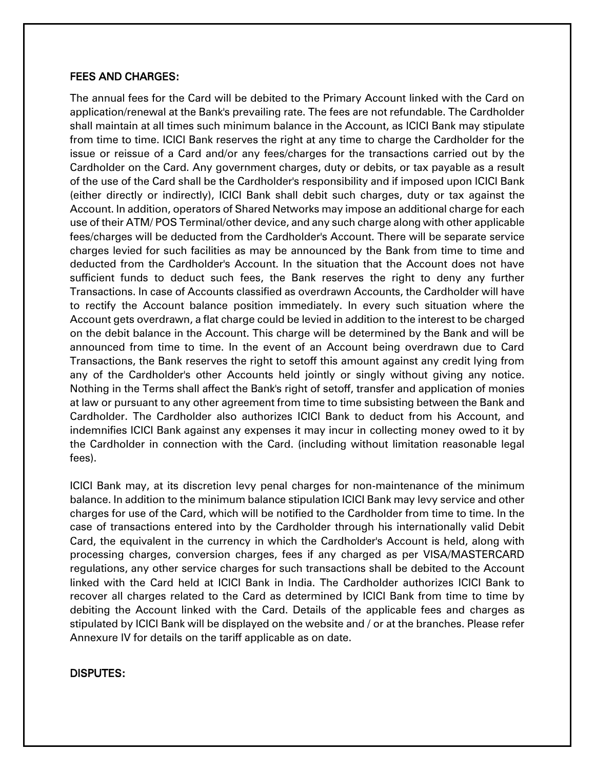**FEES AND CHARGES:**

The annual fees for the Card will be debited to the Primary Account linked with the Card on application/renewal at the Bank's prevailing rate. The fees are not refundable. The Cardholder shall maintain at all times such minimum balance in the Account, as ICICI Bank may stipulate from time to time. ICICI Bank reserves the right at any time to charge the Cardholder for the issue or reissue of a Card and/or any fees/charges for the transactions carried out by the Cardholder on the Card. Any government charges, duty or debits, or tax payable as a result of the use of the Card shall be the Cardholder's responsibility and if imposed upon ICICI Bank (either directly or indirectly), ICICI Bank shall debit such charges, duty or tax against the Account. In addition, operators of Shared Networks may impose an additional charge for each use of their ATM/ POS Terminal/other device, and any such charge along with other applicable fees/charges will be deducted from the Cardholder's Account. There will be separate service charges levied for such facilities as may be announced by the Bank from time to time and deducted from the Cardholder's Account. In the situation that the Account does not have sufficient funds to deduct such fees, the Bank reserves the right to deny any further Transactions. In case of Accounts classified as overdrawn Accounts, the Cardholder will have to rectify the Account balance position immediately. In every such situation where the Account gets overdrawn, a flat charge could be levied in addition to the interest to be charged on the debit balance in the Account. This charge will be determined by the Bank and will be announced from time to time. In the event of an Account being overdrawn due to Card Transactions, the Bank reserves the right to setoff this amount against any credit lying from any of the Cardholder's other Accounts held jointly or singly without giving any notice. Nothing in the Terms shall affect the Bank's right of setoff, transfer and application of monies at law or pursuant to any other agreement from time to time subsisting between the Bank and Cardholder. The Cardholder also authorizes ICICI Bank to deduct from his Account, and indemnifies ICICI Bank against any expenses it may incur in collecting money owed to it by the Cardholder in connection with the Card. (including without limitation reasonable legal fees).

ICICI Bank may, at its discretion levy penal charges for non-maintenance of the minimum balance. In addition to the minimum balance stipulation ICICI Bank may levy service and other charges for use of the Card, which will be notified to the Cardholder from time to time. In the case of transactions entered into by the Cardholder through his internationally valid Debit Card, the equivalent in the currency in which the Cardholder's Account is held, along with processing charges, conversion charges, fees if any charged as per VISA/MASTERCARD regulations, any other service charges for such transactions shall be debited to the Account linked with the Card held at ICICI Bank in India. The Cardholder authorizes ICICI Bank to recover all charges related to the Card as determined by ICICI Bank from time to time by debiting the Account linked with the Card. Details of the applicable fees and charges as stipulated by ICICI Bank will be displayed on the website and / or at the branches. Please refer Annexure IV for details on the tariff applicable as on date.

**DISPUTES:**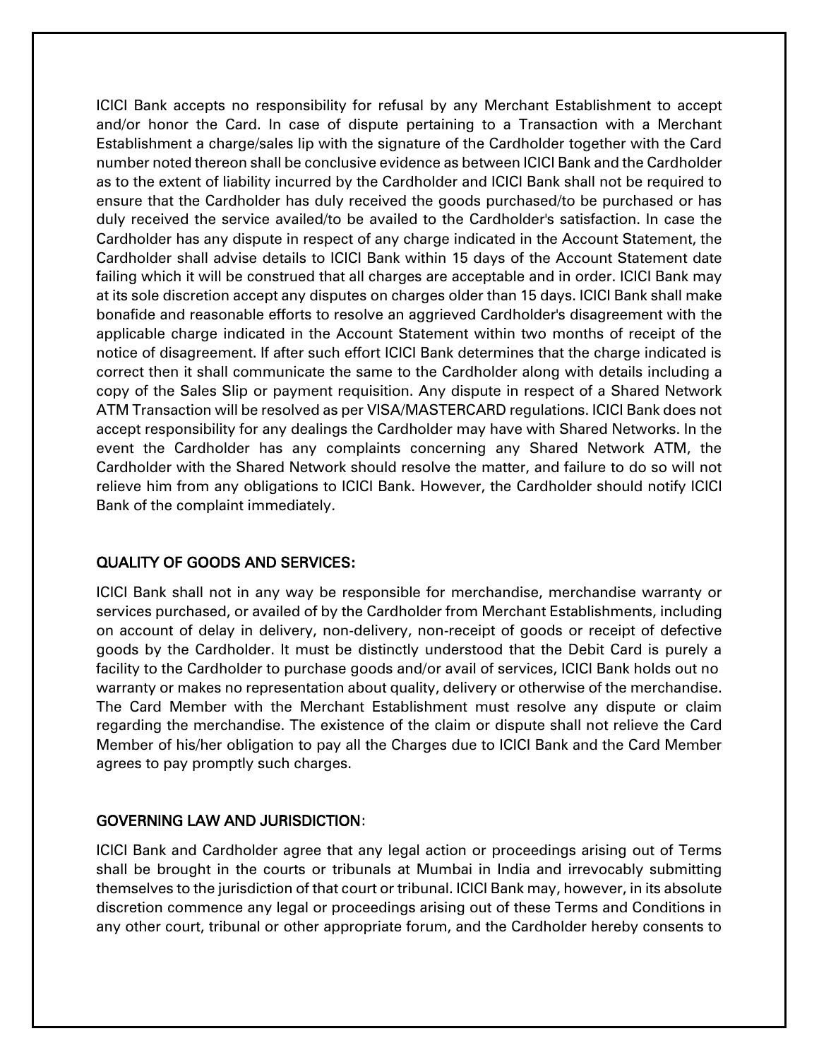ICICI Bank accepts no responsibility for refusal by any Merchant Establishment to accept and/or honor the Card. In case of dispute pertaining to a Transaction with a Merchant Establishment a charge/sales lip with the signature of the Cardholder together with the Card number noted thereon shall be conclusive evidence as between ICICI Bank and the Cardholder as to the extent of liability incurred by the Cardholder and ICICI Bank shall not be required to ensure that the Cardholder has duly received the goods purchased/to be purchased or has duly received the service availed/to be availed to the Cardholder's satisfaction. In case the Cardholder has any dispute in respect of any charge indicated in the Account Statement, the Cardholder shall advise details to ICICI Bank within 15 days of the Account Statement date failing which it will be construed that all charges are acceptable and in order. ICICI Bank may at its sole discretion accept any disputes on charges older than 15 days. ICICI Bank shall make bonafide and reasonable efforts to resolve an aggrieved Cardholder's disagreement with the applicable charge indicated in the Account Statement within two months of receipt of the notice of disagreement. If after such effort ICICI Bank determines that the charge indicated is correct then it shall communicate the same to the Cardholder along with details including a copy of the Sales Slip or payment requisition. Any dispute in respect of a Shared Network ATM Transaction will be resolved as per VISA/MASTERCARD regulations. ICICI Bank does not accept responsibility for any dealings the Cardholder may have with Shared Networks. In the event the Cardholder has any complaints concerning any Shared Network ATM, the Cardholder with the Shared Network should resolve the matter, and failure to do so will not relieve him from any obligations to ICICI Bank. However, the Cardholder should notify ICICI Bank of the complaint immediately.

## QUALITY OF GOODS AND SERVICES:

ICICI Bank shall not in any way be responsible for merchandise, merchandise warranty or services purchased, or availed of by the Cardholder from Merchant Establishments, including on account of delay in delivery, non-delivery, non-receipt of goods or receipt of defective goods by the Cardholder. It must be distinctly understood that the Debit Card is purely a facility to the Cardholder to purchase goods and/or avail of services, ICICI Bank holds out no warranty or makes no representation about quality, delivery or otherwise of the merchandise. The Card Member with the Merchant Establishment must resolve any dispute or claim regarding the merchandise. The existence of the claim or dispute shall not relieve the Card Member of his/her obligation to pay all the Charges due to ICICI Bank and the Card Member agrees to pay promptly such charges.

## GOVERNING LAW AND JURISDICTION:

ICICI Bank and Cardholder agree that any legal action or proceedings arising out of Terms shall be brought in the courts or tribunals at Mumbai in India and irrevocably submitting themselves to the jurisdiction of that court or tribunal. ICICI Bank may, however, in its absolute discretion commence any legal or proceedings arising out of these Terms and Conditions in any other court, tribunal or other appropriate forum, and the Cardholder hereby consents to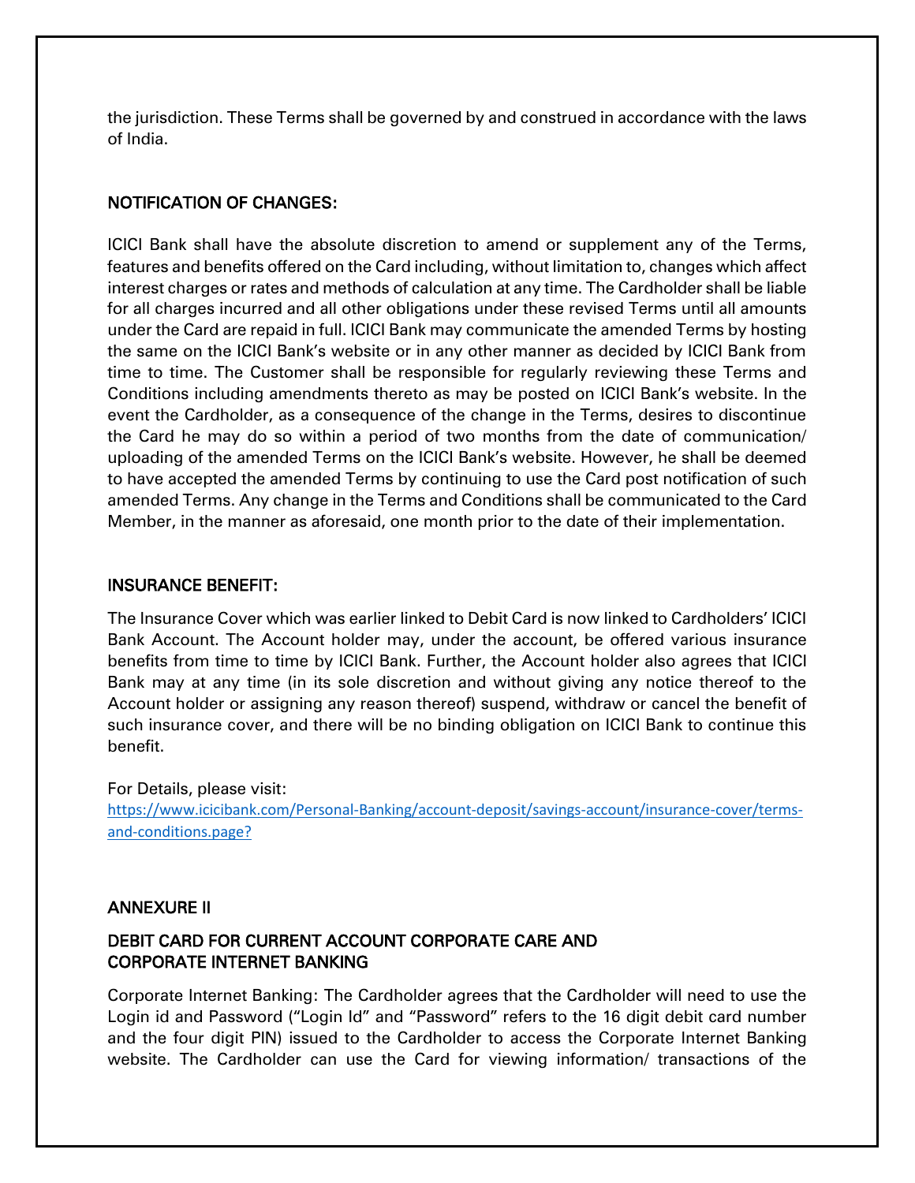the jurisdiction. These Terms shall be governed by and construed in accordance with the laws of India.

## NOTIFICATION OF CHANGES:

ICICI Bank shall have the absolute discretion to amend or supplement any of the Terms, features and benefits offered on the Card including, without limitation to, changes which affect interest charges or rates and methods of calculation at any time. The Cardholder shall be liable for all charges incurred and all other obligations under these revised Terms until all amounts under the Card are repaid in full. ICICI Bank may communicate the amended Terms by hosting the same on the ICICI Bank's website or in any other manner as decided by ICICI Bank from time to time. The Customer shall be responsible for regularly reviewing these Terms and Conditions including amendments thereto as may be posted on ICICI Bank's website. In the event the Cardholder, as a consequence of the change in the Terms, desires to discontinue the Card he may do so within a period of two months from the date of communication/ uploading of the amended Terms on the ICICI Bank's website. However, he shall be deemed to have accepted the amended Terms by continuing to use the Card post notification of such amended Terms. Any change in the Terms and Conditions shall be communicated to the Card Member, in the manner as aforesaid, one month prior to the date of their implementation.

## INSURANCE BENEFIT:

The Insurance Cover which was earlier linked to Debit Card is now linked to Cardholders' ICICI Bank Account. The Account holder may, under the account, be offered various insurance benefits from time to time by ICICI Bank. Further, the Account holder also agrees that ICICI Bank may at any time (in its sole discretion and without giving any notice thereof to the Account holder or assigning any reason thereof) suspend, withdraw or cancel the benefit of such insurance cover, and there will be no binding obligation on ICICI Bank to continue this benefit.

For Details, please visit:
https://www.icicibank.com/Personal-Banking/account-deposit/savings-account/insurance-cover/terms-and-conditions.page?

## ANNEXURE II

### DEBIT CARD FOR CURRENT ACCOUNT CORPORATE CARE AND CORPORATE INTERNET BANKING

Corporate Internet Banking: The Cardholder agrees that the Cardholder will need to use the Login id and Password ("Login Id" and "Password" refers to the 16 digit debit card number and the four digit PIN) issued to the Cardholder to access the Corporate Internet Banking website. The Cardholder can use the Card for viewing information/ transactions of the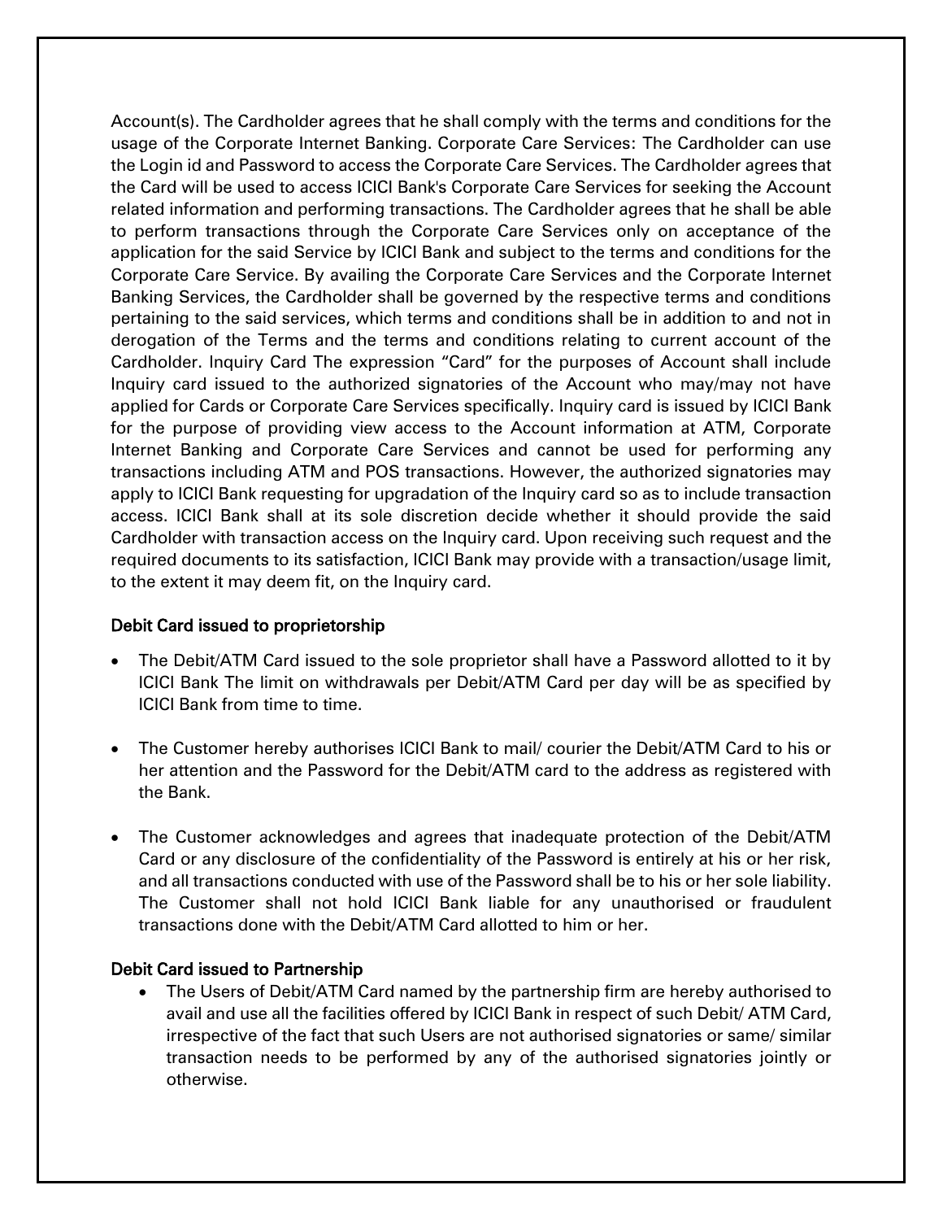Account(s). The Cardholder agrees that he shall comply with the terms and conditions for the usage of the Corporate Internet Banking. Corporate Care Services: The Cardholder can use the Login id and Password to access the Corporate Care Services. The Cardholder agrees that the Card will be used to access ICICI Bank's Corporate Care Services for seeking the Account related information and performing transactions. The Cardholder agrees that he shall be able to perform transactions through the Corporate Care Services only on acceptance of the application for the said Service by ICICI Bank and subject to the terms and conditions for the Corporate Care Service. By availing the Corporate Care Services and the Corporate Internet Banking Services, the Cardholder shall be governed by the respective terms and conditions pertaining to the said services, which terms and conditions shall be in addition to and not in derogation of the Terms and the terms and conditions relating to current account of the Cardholder. Inquiry Card The expression "Card" for the purposes of Account shall include Inquiry card issued to the authorized signatories of the Account who may/may not have applied for Cards or Corporate Care Services specifically. Inquiry card is issued by ICICI Bank for the purpose of providing view access to the Account information at ATM, Corporate Internet Banking and Corporate Care Services and cannot be used for performing any transactions including ATM and POS transactions. However, the authorized signatories may apply to ICICI Bank requesting for upgradation of the Inquiry card so as to include transaction access. ICICI Bank shall at its sole discretion decide whether it should provide the said Cardholder with transaction access on the Inquiry card. Upon receiving such request and the required documents to its satisfaction, ICICI Bank may provide with a transaction/usage limit, to the extent it may deem fit, on the Inquiry card.

### Debit Card issued to proprietorship

- The Debit/ATM Card issued to the sole proprietor shall have a Password allotted to it by ICICI Bank The limit on withdrawals per Debit/ATM Card per day will be as specified by ICICI Bank from time to time.

- The Customer hereby authorises ICICI Bank to mail/ courier the Debit/ATM Card to his or her attention and the Password for the Debit/ATM card to the address as registered with the Bank.

- The Customer acknowledges and agrees that inadequate protection of the Debit/ATM Card or any disclosure of the confidentiality of the Password is entirely at his or her risk, and all transactions conducted with use of the Password shall be to his or her sole liability. The Customer shall not hold ICICI Bank liable for any unauthorised or fraudulent transactions done with the Debit/ATM Card allotted to him or her.

### Debit Card issued to Partnership

- The Users of Debit/ATM Card named by the partnership firm are hereby authorised to avail and use all the facilities offered by ICICI Bank in respect of such Debit/ ATM Card, irrespective of the fact that such Users are not authorised signatories or same/ similar transaction needs to be performed by any of the authorised signatories jointly or otherwise.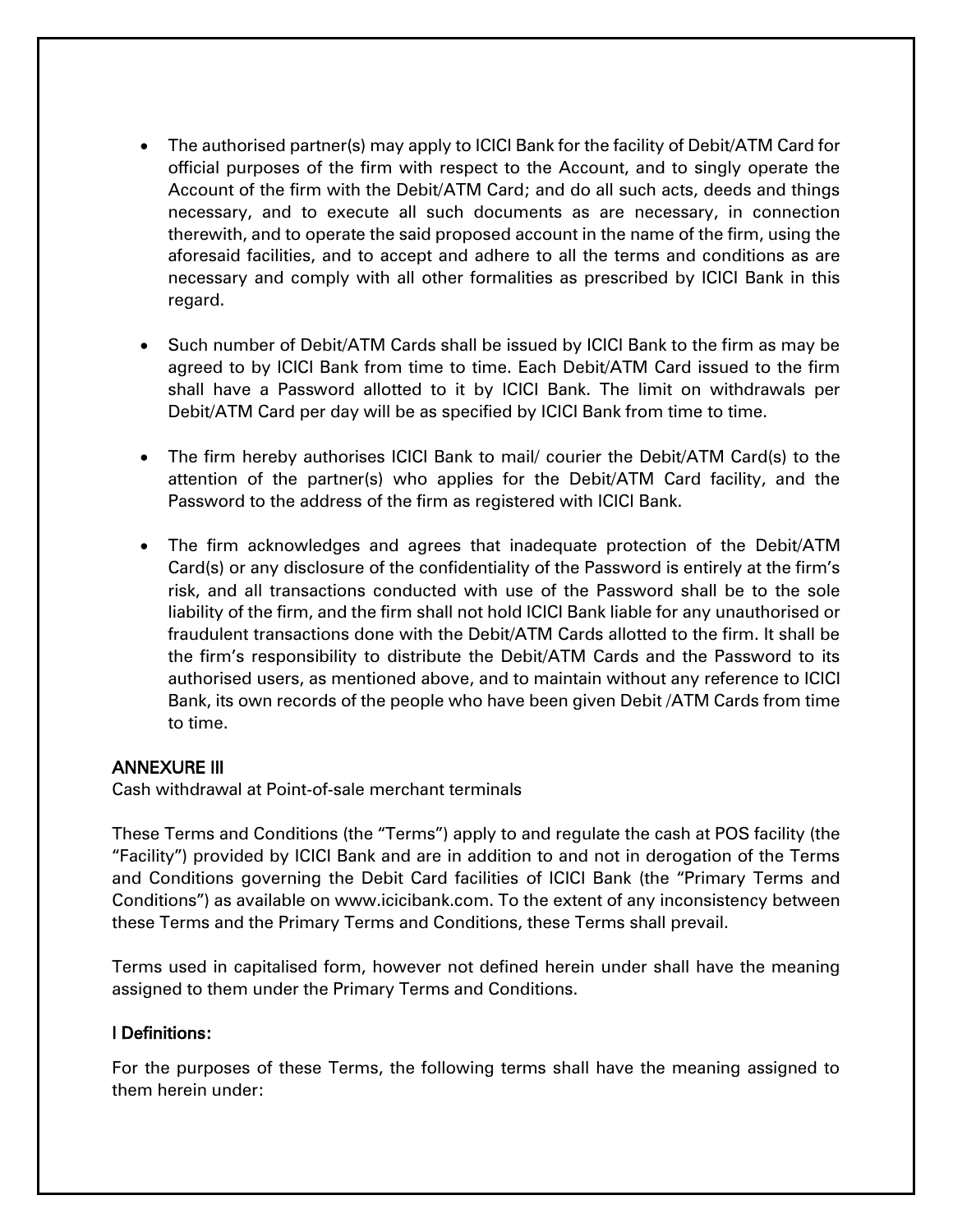- The authorised partner(s) may apply to ICICI Bank for the facility of Debit/ATM Card for official purposes of the firm with respect to the Account, and to singly operate the Account of the firm with the Debit/ATM Card; and do all such acts, deeds and things necessary, and to execute all such documents as are necessary, in connection therewith, and to operate the said proposed account in the name of the firm, using the aforesaid facilities, and to accept and adhere to all the terms and conditions as are necessary and comply with all other formalities as prescribed by ICICI Bank in this regard.

- Such number of Debit/ATM Cards shall be issued by ICICI Bank to the firm as may be agreed to by ICICI Bank from time to time. Each Debit/ATM Card issued to the firm shall have a Password allotted to it by ICICI Bank. The limit on withdrawals per Debit/ATM Card per day will be as specified by ICICI Bank from time to time.

- The firm hereby authorises ICICI Bank to mail/ courier the Debit/ATM Card(s) to the attention of the partner(s) who applies for the Debit/ATM Card facility, and the Password to the address of the firm as registered with ICICI Bank.

- The firm acknowledges and agrees that inadequate protection of the Debit/ATM Card(s) or any disclosure of the confidentiality of the Password is entirely at the firm's risk, and all transactions conducted with use of the Password shall be to the sole liability of the firm, and the firm shall not hold ICICI Bank liable for any unauthorised or fraudulent transactions done with the Debit/ATM Cards allotted to the firm. It shall be the firm's responsibility to distribute the Debit/ATM Cards and the Password to its authorised users, as mentioned above, and to maintain without any reference to ICICI Bank, its own records of the people who have been given Debit /ATM Cards from time to time.

## ANNEXURE III

Cash withdrawal at Point-of-sale merchant terminals

These Terms and Conditions (the "Terms") apply to and regulate the cash at POS facility (the "Facility") provided by ICICI Bank and are in addition to and not in derogation of the Terms and Conditions governing the Debit Card facilities of ICICI Bank (the "Primary Terms and Conditions") as available on www.icicibank.com. To the extent of any inconsistency between these Terms and the Primary Terms and Conditions, these Terms shall prevail.

Terms used in capitalised form, however not defined herein under shall have the meaning assigned to them under the Primary Terms and Conditions.

### I Definitions:

For the purposes of these Terms, the following terms shall have the meaning assigned to them herein under: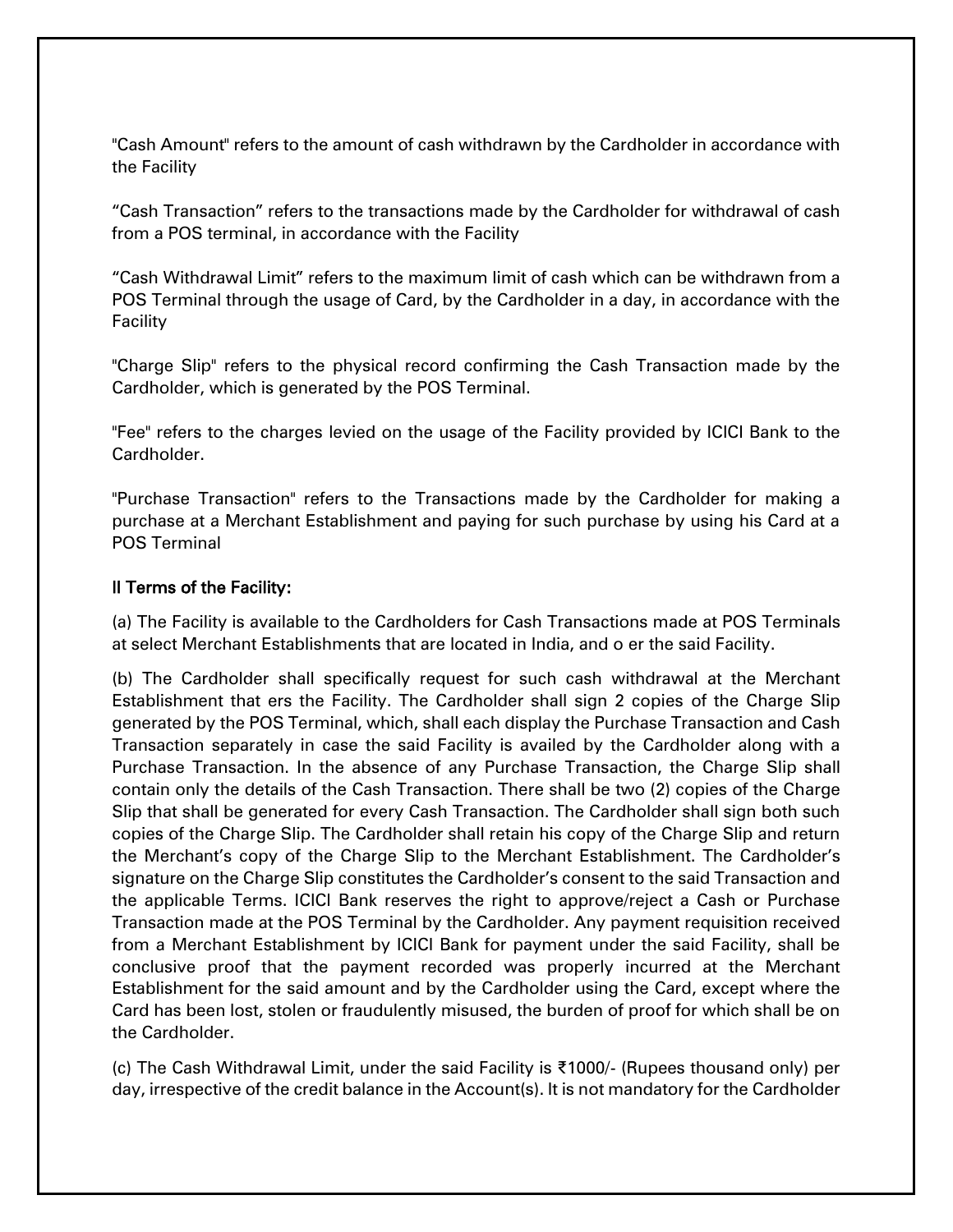"Cash Amount" refers to the amount of cash withdrawn by the Cardholder in accordance with the Facility

"Cash Transaction" refers to the transactions made by the Cardholder for withdrawal of cash from a POS terminal, in accordance with the Facility

"Cash Withdrawal Limit" refers to the maximum limit of cash which can be withdrawn from a POS Terminal through the usage of Card, by the Cardholder in a day, in accordance with the Facility

"Charge Slip" refers to the physical record confirming the Cash Transaction made by the Cardholder, which is generated by the POS Terminal.

"Fee" refers to the charges levied on the usage of the Facility provided by ICICI Bank to the Cardholder.

"Purchase Transaction" refers to the Transactions made by the Cardholder for making a purchase at a Merchant Establishment and paying for such purchase by using his Card at a POS Terminal

### II Terms of the Facility:

(a) The Facility is available to the Cardholders for Cash Transactions made at POS Terminals at select Merchant Establishments that are located in India, and o er the said Facility.

(b) The Cardholder shall specifically request for such cash withdrawal at the Merchant Establishment that ers the Facility. The Cardholder shall sign 2 copies of the Charge Slip generated by the POS Terminal, which, shall each display the Purchase Transaction and Cash Transaction separately in case the said Facility is availed by the Cardholder along with a Purchase Transaction. In the absence of any Purchase Transaction, the Charge Slip shall contain only the details of the Cash Transaction. There shall be two (2) copies of the Charge Slip that shall be generated for every Cash Transaction. The Cardholder shall sign both such copies of the Charge Slip. The Cardholder shall retain his copy of the Charge Slip and return the Merchant's copy of the Charge Slip to the Merchant Establishment. The Cardholder's signature on the Charge Slip constitutes the Cardholder's consent to the said Transaction and the applicable Terms. ICICI Bank reserves the right to approve/reject a Cash or Purchase Transaction made at the POS Terminal by the Cardholder. Any payment requisition received from a Merchant Establishment by ICICI Bank for payment under the said Facility, shall be conclusive proof that the payment recorded was properly incurred at the Merchant Establishment for the said amount and by the Cardholder using the Card, except where the Card has been lost, stolen or fraudulently misused, the burden of proof for which shall be on the Cardholder.

(c) The Cash Withdrawal Limit, under the said Facility is ₹1000/- (Rupees thousand only) per day, irrespective of the credit balance in the Account(s). It is not mandatory for the Cardholder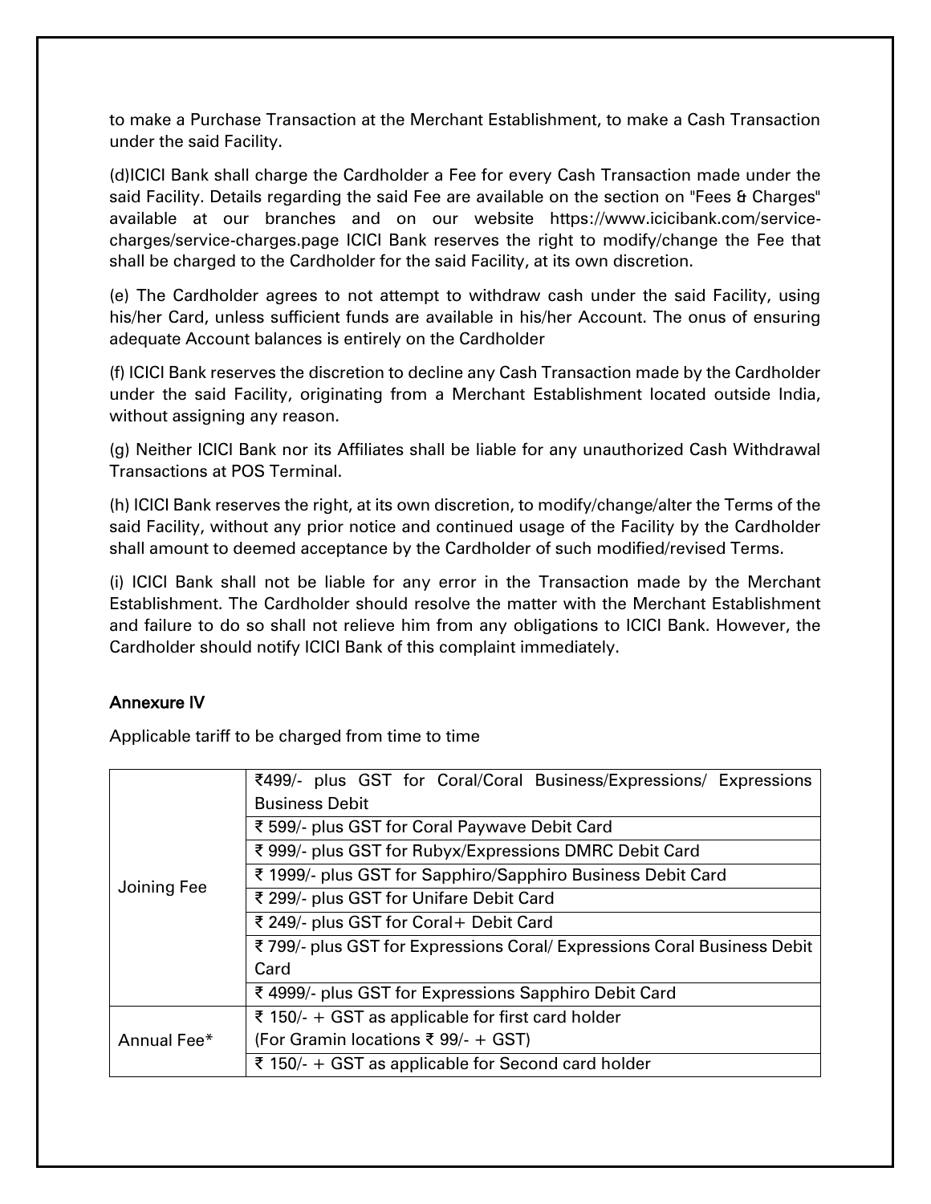to make a Purchase Transaction at the Merchant Establishment, to make a Cash Transaction under the said Facility.

(d)ICICI Bank shall charge the Cardholder a Fee for every Cash Transaction made under the said Facility. Details regarding the said Fee are available on the section on "Fees & Charges" available at our branches and on our website https://www.icicibank.com/service-charges/service-charges.page ICICI Bank reserves the right to modify/change the Fee that shall be charged to the Cardholder for the said Facility, at its own discretion.

(e) The Cardholder agrees to not attempt to withdraw cash under the said Facility, using his/her Card, unless sufficient funds are available in his/her Account. The onus of ensuring adequate Account balances is entirely on the Cardholder

(f) ICICI Bank reserves the discretion to decline any Cash Transaction made by the Cardholder under the said Facility, originating from a Merchant Establishment located outside India, without assigning any reason.

(g) Neither ICICI Bank nor its Affiliates shall be liable for any unauthorized Cash Withdrawal Transactions at POS Terminal.

(h) ICICI Bank reserves the right, at its own discretion, to modify/change/alter the Terms of the said Facility, without any prior notice and continued usage of the Facility by the Cardholder shall amount to deemed acceptance by the Cardholder of such modified/revised Terms.

(i) ICICI Bank shall not be liable for any error in the Transaction made by the Merchant Establishment. The Cardholder should resolve the matter with the Merchant Establishment and failure to do so shall not relieve him from any obligations to ICICI Bank. However, the Cardholder should notify ICICI Bank of this complaint immediately.

## Annexure IV

Applicable tariff to be charged from time to time

| | |
|---|---|
| Joining Fee | ₹499/- plus GST for Coral/Coral Business/Expressions/ Expressions Business Debit |
| | ₹ 599/- plus GST for Coral Paywave Debit Card |
| | ₹ 999/- plus GST for Rubyx/Expressions DMRC Debit Card |
| | ₹ 1999/- plus GST for Sapphiro/Sapphiro Business Debit Card |
| | ₹ 299/- plus GST for Unifare Debit Card |
| | ₹ 249/- plus GST for Coral+ Debit Card |
| | ₹ 799/- plus GST for Expressions Coral/ Expressions Coral Business Debit Card |
| | ₹ 4999/- plus GST for Expressions Sapphiro Debit Card |
| Annual Fee* | ₹ 150/- + GST as applicable for first card holder (For Gramin locations ₹ 99/- + GST) |
| | ₹ 150/- + GST as applicable for Second card holder |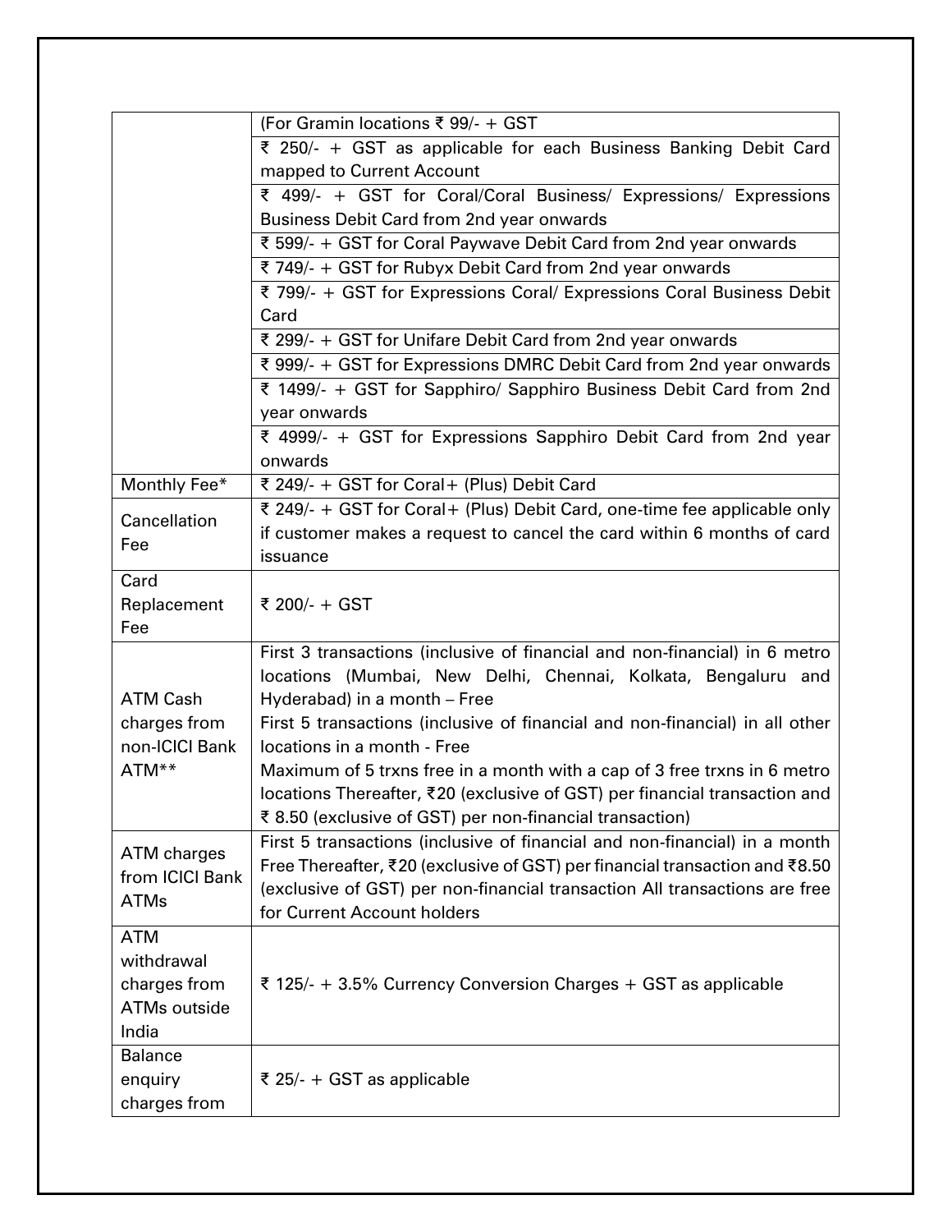| | |
|---|---|
| | (For Gramin locations ₹ 99/- + GST |
| | ₹ 250/- + GST as applicable for each Business Banking Debit Card mapped to Current Account |
| | ₹ 499/- + GST for Coral/Coral Business/ Expressions/ Expressions Business Debit Card from 2nd year onwards |
| | ₹ 599/- + GST for Coral Paywave Debit Card from 2nd year onwards |
| | ₹ 749/- + GST for Rubyx Debit Card from 2nd year onwards |
| | ₹ 799/- + GST for Expressions Coral/ Expressions Coral Business Debit Card |
| | ₹ 299/- + GST for Unifare Debit Card from 2nd year onwards |
| | ₹ 999/- + GST for Expressions DMRC Debit Card from 2nd year onwards |
| | ₹ 1499/- + GST for Sapphiro/ Sapphiro Business Debit Card from 2nd year onwards |
| | ₹ 4999/- + GST for Expressions Sapphiro Debit Card from 2nd year onwards |
| Monthly Fee* | ₹ 249/- + GST for Coral+ (Plus) Debit Card |
| Cancellation Fee | ₹ 249/- + GST for Coral+ (Plus) Debit Card, one-time fee applicable only if customer makes a request to cancel the card within 6 months of card issuance |
| Card Replacement Fee | ₹ 200/- + GST |
| ATM Cash charges from non-ICICI Bank ATM** | First 3 transactions (inclusive of financial and non-financial) in 6 metro locations (Mumbai, New Delhi, Chennai, Kolkata, Bengaluru and Hyderabad) in a month – Free<br>First 5 transactions (inclusive of financial and non-financial) in all other locations in a month - Free<br>Maximum of 5 trxns free in a month with a cap of 3 free trxns in 6 metro locations Thereafter, ₹20 (exclusive of GST) per financial transaction and ₹ 8.50 (exclusive of GST) per non-financial transaction) |
| ATM charges from ICICI Bank ATMs | First 5 transactions (inclusive of financial and non-financial) in a month Free Thereafter, ₹20 (exclusive of GST) per financial transaction and ₹8.50 (exclusive of GST) per non-financial transaction All transactions are free for Current Account holders |
| ATM withdrawal charges from ATMs outside India | ₹ 125/- + 3.5% Currency Conversion Charges + GST as applicable |
| Balance enquiry charges from | ₹ 25/- + GST as applicable |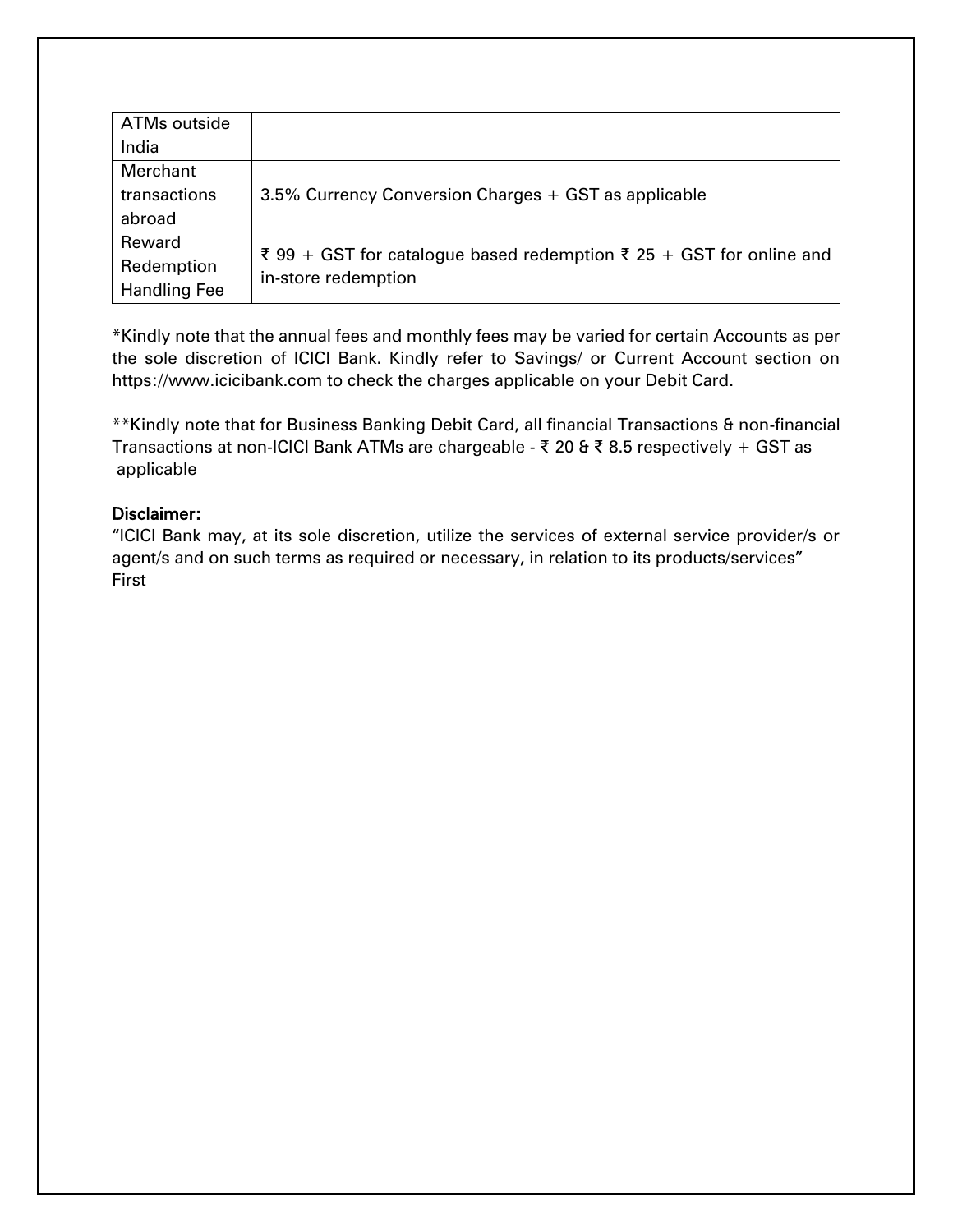| | |
|---|---|
| ATMs outside India | |
| Merchant transactions abroad | 3.5% Currency Conversion Charges + GST as applicable |
| Reward Redemption Handling Fee | ₹ 99 + GST for catalogue based redemption ₹ 25 + GST for online and in-store redemption |

*Kindly note that the annual fees and monthly fees may be varied for certain Accounts as per the sole discretion of ICICI Bank. Kindly refer to Savings/ or Current Account section on https://www.icicibank.com to check the charges applicable on your Debit Card.

**Kindly note that for Business Banking Debit Card, all financial Transactions & non-financial Transactions at non-ICICI Bank ATMs are chargeable - ₹ 20 & ₹ 8.5 respectively + GST as applicable

**Disclaimer:**

"ICICI Bank may, at its sole discretion, utilize the services of external service provider/s or agent/s and on such terms as required or necessary, in relation to its products/services"

First